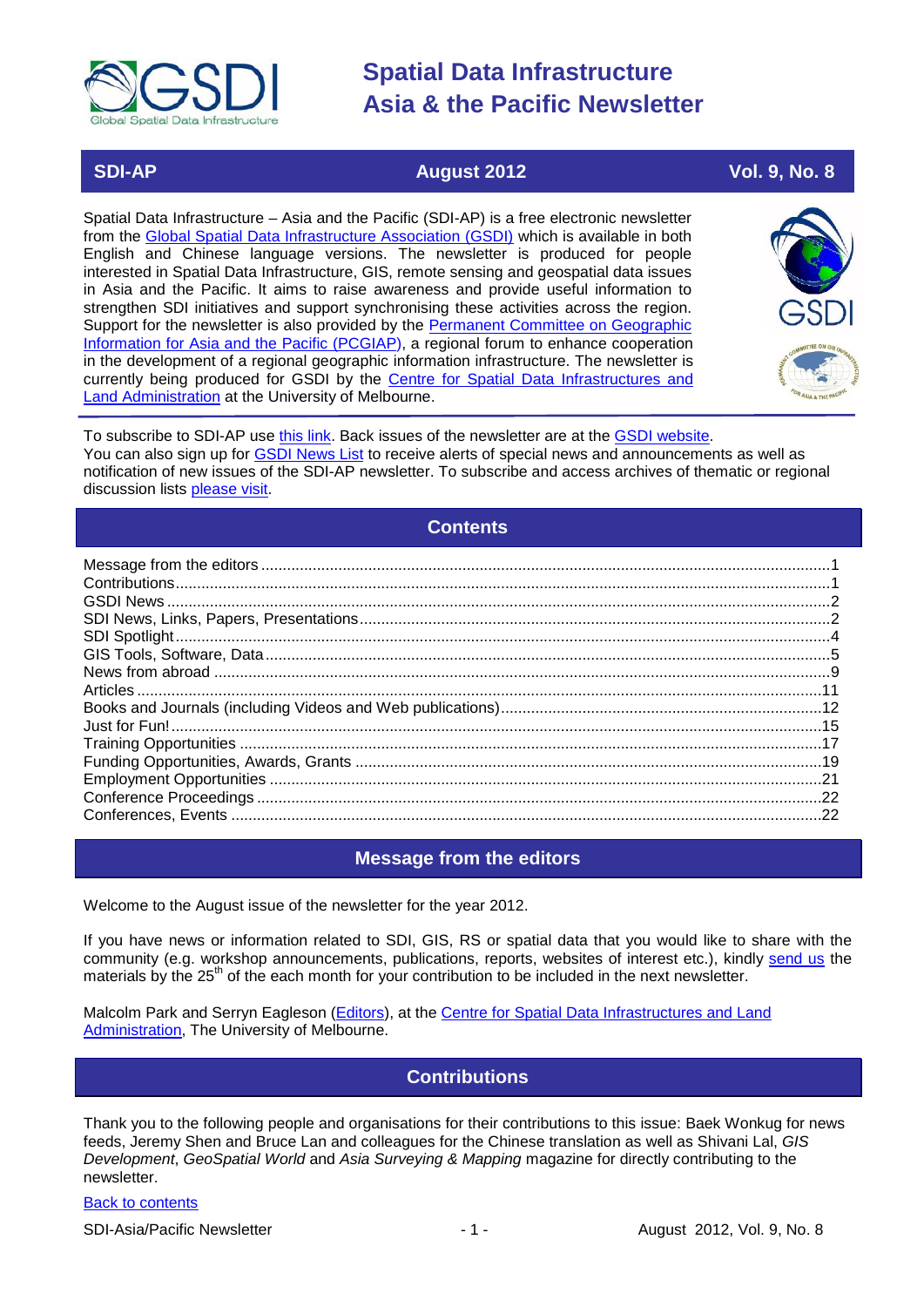# Spatial Data Infrastructure Asia & the Pacific Newsletter

**SDI-AP** | **August 2012** | **Vol. 9, No. 8**

Spatial Data Infrastructure – Asia and the Pacific (SDI-AP) is a free electronic newsletter from the Global Spatial Data Infrastructure Association (GSDI) which is available in both English and Chinese language versions. The newsletter is produced for people interested in Spatial Data Infrastructure, GIS, remote sensing and geospatial data issues in Asia and the Pacific. It aims to raise awareness and provide useful information to strengthen SDI initiatives and support synchronising these activities across the region. Support for the newsletter is also provided by the Permanent Committee on Geographic Information for Asia and the Pacific (PCGIAP), a regional forum to enhance cooperation in the development of a regional geographic information infrastructure. The newsletter is currently being produced for GSDI by the Centre for Spatial Data Infrastructures and Land Administration at the University of Melbourne.

To subscribe to SDI-AP use this link. Back issues of the newsletter are at the GSDI website.
You can also sign up for GSDI News List to receive alerts of special news and announcements as well as notification of new issues of the SDI-AP newsletter. To subscribe and access archives of thematic or regional discussion lists please visit.

## Contents

- Message from the editors ....1
- Contributions ....1
- GSDI News ....2
- SDI News, Links, Papers, Presentations ....2
- SDI Spotlight ....4
- GIS Tools, Software, Data ....5
- News from abroad ....9
- Articles ....11
- Books and Journals (including Videos and Web publications) ....12
- Just for Fun! ....15
- Training Opportunities ....17
- Funding Opportunities, Awards, Grants ....19
- Employment Opportunities ....21
- Conference Proceedings ....22
- Conferences, Events ....22

## Message from the editors

Welcome to the August issue of the newsletter for the year 2012.

If you have news or information related to SDI, GIS, RS or spatial data that you would like to share with the community (e.g. workshop announcements, publications, reports, websites of interest etc.), kindly send us the materials by the 25th of the each month for your contribution to be included in the next newsletter.

Malcolm Park and Serryn Eagleson (Editors), at the Centre for Spatial Data Infrastructures and Land Administration, The University of Melbourne.

## Contributions

Thank you to the following people and organisations for their contributions to this issue: Baek Wonkug for news feeds, Jeremy Shen and Bruce Lan and colleagues for the Chinese translation as well as Shivani Lal, *GIS Development*, *GeoSpatial World* and *Asia Surveying & Mapping* magazine for directly contributing to the newsletter.

Back to contents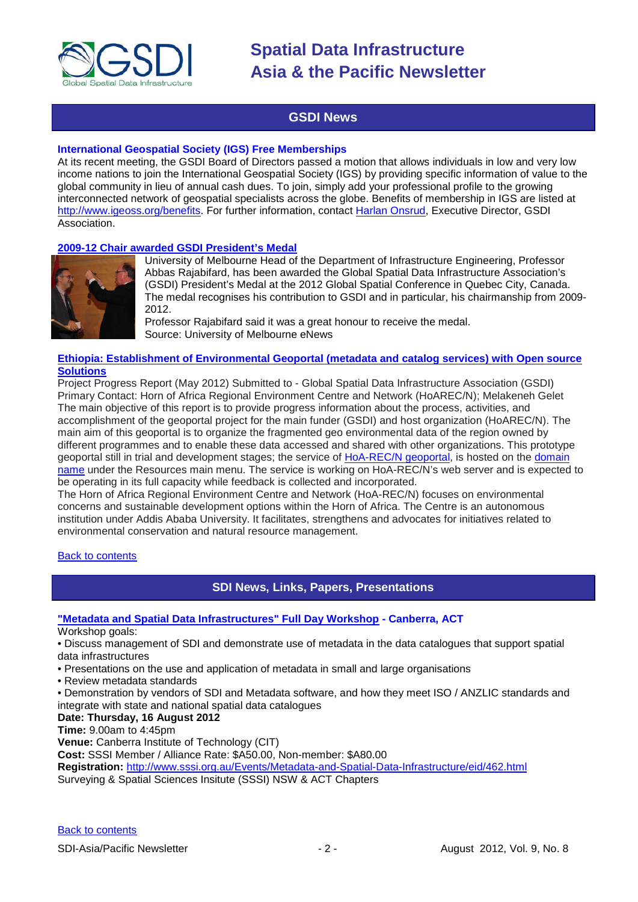## GSDI News

**International Geospatial Society (IGS) Free Memberships**

At its recent meeting, the GSDI Board of Directors passed a motion that allows individuals in low and very low income nations to join the International Geospatial Society (IGS) by providing specific information of value to the global community in lieu of annual cash dues. To join, simply add your professional profile to the growing interconnected network of geospatial specialists across the globe. Benefits of membership in IGS are listed at http://www.igeoss.org/benefits. For further information, contact Harlan Onsrud, Executive Director, GSDI Association.

**2009-12 Chair awarded GSDI President's Medal**

University of Melbourne Head of the Department of Infrastructure Engineering, Professor Abbas Rajabifard, has been awarded the Global Spatial Data Infrastructure Association's (GSDI) President's Medal at the 2012 Global Spatial Conference in Quebec City, Canada. The medal recognises his contribution to GSDI and in particular, his chairmanship from 2009-2012.

Professor Rajabifard said it was a great honour to receive the medal.

Source: University of Melbourne eNews

**Ethiopia: Establishment of Environmental Geoportal (metadata and catalog services) with Open source Solutions**

Project Progress Report (May 2012) Submitted to - Global Spatial Data Infrastructure Association (GSDI) Primary Contact: Horn of Africa Regional Environment Centre and Network (HoAREC/N); Melakeneh Gelet

The main objective of this report is to provide progress information about the process, activities, and accomplishment of the geoportal project for the main funder (GSDI) and host organization (HoAREC/N). The main aim of this geoportal is to organize the fragmented geo environmental data of the region owned by different programmes and to enable these data accessed and shared with other organizations. This prototype geoportal still in trial and development stages; the service of HoA-REC/N geoportal, is hosted on the domain name under the Resources main menu. The service is working on HoA-REC/N's web server and is expected to be operating in its full capacity while feedback is collected and incorporated.

The Horn of Africa Regional Environment Centre and Network (HoA-REC/N) focuses on environmental concerns and sustainable development options within the Horn of Africa. The Centre is an autonomous institution under Addis Ababa University. It facilitates, strengthens and advocates for initiatives related to environmental conservation and natural resource management.

Back to contents

## SDI News, Links, Papers, Presentations

**"Metadata and Spatial Data Infrastructures" Full Day Workshop - Canberra, ACT**

Workshop goals:

- Discuss management of SDI and demonstrate use of metadata in the data catalogues that support spatial data infrastructures
- Presentations on the use and application of metadata in small and large organisations
- Review metadata standards
- Demonstration by vendors of SDI and Metadata software, and how they meet ISO / ANZLIC standards and integrate with state and national spatial data catalogues

**Date: Thursday, 16 August 2012**
**Time:** 9.00am to 4:45pm
**Venue:** Canberra Institute of Technology (CIT)
**Cost:** SSSI Member / Alliance Rate: $A50.00, Non-member: $A80.00
**Registration:** http://www.sssi.org.au/Events/Metadata-and-Spatial-Data-Infrastructure/eid/462.html
Surveying & Spatial Sciences Insitute (SSSI) NSW & ACT Chapters

Back to contents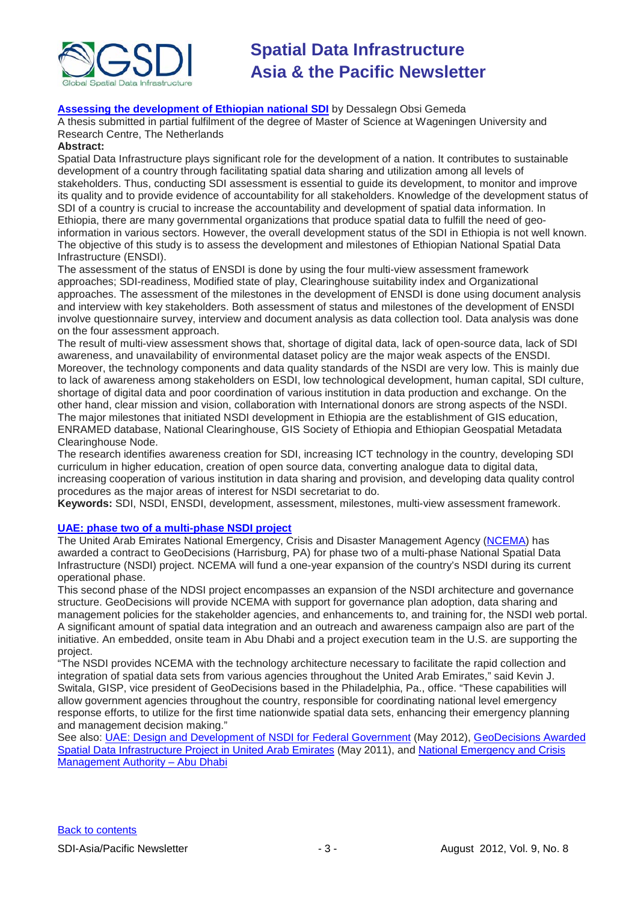**[Assessing the development of Ethiopian national SDI](#)** by Dessalegn Obsi Gemeda

A thesis submitted in partial fulfilment of the degree of Master of Science at Wageningen University and Research Centre, The Netherlands

**Abstract:**

Spatial Data Infrastructure plays significant role for the development of a nation. It contributes to sustainable development of a country through facilitating spatial data sharing and utilization among all levels of stakeholders. Thus, conducting SDI assessment is essential to guide its development, to monitor and improve its quality and to provide evidence of accountability for all stakeholders. Knowledge of the development status of SDI of a country is crucial to increase the accountability and development of spatial data information. In Ethiopia, there are many governmental organizations that produce spatial data to fulfill the need of geo-information in various sectors. However, the overall development status of the SDI in Ethiopia is not well known. The objective of this study is to assess the development and milestones of Ethiopian National Spatial Data Infrastructure (ENSDI).

The assessment of the status of ENSDI is done by using the four multi-view assessment framework approaches; SDI-readiness, Modified state of play, Clearinghouse suitability index and Organizational approaches. The assessment of the milestones in the development of ENSDI is done using document analysis and interview with key stakeholders. Both assessment of status and milestones of the development of ENSDI involve questionnaire survey, interview and document analysis as data collection tool. Data analysis was done on the four assessment approach.

The result of multi-view assessment shows that, shortage of digital data, lack of open-source data, lack of SDI awareness, and unavailability of environmental dataset policy are the major weak aspects of the ENSDI. Moreover, the technology components and data quality standards of the NSDI are very low. This is mainly due to lack of awareness among stakeholders on ESDI, low technological development, human capital, SDI culture, shortage of digital data and poor coordination of various institution in data production and exchange. On the other hand, clear mission and vision, collaboration with International donors are strong aspects of the NSDI. The major milestones that initiated NSDI development in Ethiopia are the establishment of GIS education, ENRAMED database, National Clearinghouse, GIS Society of Ethiopia and Ethiopian Geospatial Metadata Clearinghouse Node.

The research identifies awareness creation for SDI, increasing ICT technology in the country, developing SDI curriculum in higher education, creation of open source data, converting analogue data to digital data, increasing cooperation of various institution in data sharing and provision, and developing data quality control procedures as the major areas of interest for NSDI secretariat to do.

**Keywords:** SDI, NSDI, ENSDI, development, assessment, milestones, multi-view assessment framework.

**[UAE: phase two of a multi-phase NSDI project](#)**

The United Arab Emirates National Emergency, Crisis and Disaster Management Agency ([NCEMA](#)) has awarded a contract to GeoDecisions (Harrisburg, PA) for phase two of a multi-phase National Spatial Data Infrastructure (NSDI) project. NCEMA will fund a one-year expansion of the country's NSDI during its current operational phase.

This second phase of the NDSI project encompasses an expansion of the NSDI architecture and governance structure. GeoDecisions will provide NCEMA with support for governance plan adoption, data sharing and management policies for the stakeholder agencies, and enhancements to, and training for, the NSDI web portal. A significant amount of spatial data integration and an outreach and awareness campaign also are part of the initiative. An embedded, onsite team in Abu Dhabi and a project execution team in the U.S. are supporting the project.

"The NSDI provides NCEMA with the technology architecture necessary to facilitate the rapid collection and integration of spatial data sets from various agencies throughout the United Arab Emirates," said Kevin J. Switala, GISP, vice president of GeoDecisions based in the Philadelphia, Pa., office. "These capabilities will allow government agencies throughout the country, responsible for coordinating national level emergency response efforts, to utilize for the first time nationwide spatial data sets, enhancing their emergency planning and management decision making."

See also: [UAE: Design and Development of NSDI for Federal Government](#) (May 2012), [GeoDecisions Awarded Spatial Data Infrastructure Project in United Arab Emirates](#) (May 2011), and [National Emergency and Crisis Management Authority – Abu Dhabi](#)

[Back to contents](#)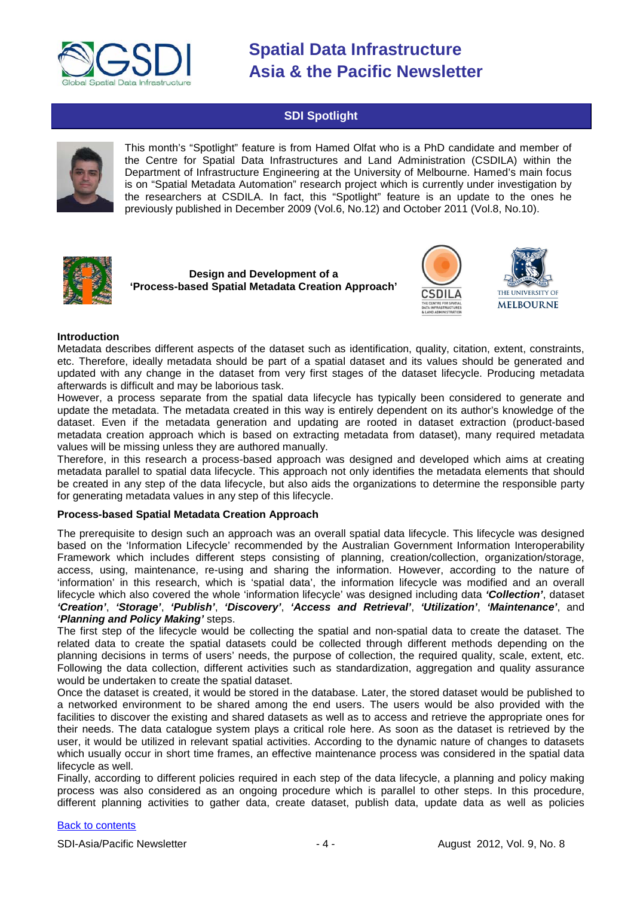## SDI Spotlight

This month's "Spotlight" feature is from Hamed Olfat who is a PhD candidate and member of the Centre for Spatial Data Infrastructures and Land Administration (CSDILA) within the Department of Infrastructure Engineering at the University of Melbourne. Hamed's main focus is on "Spatial Metadata Automation" research project which is currently under investigation by the researchers at CSDILA. In fact, this "Spotlight" feature is an update to the ones he previously published in December 2009 (Vol.6, No.12) and October 2011 (Vol.8, No.10).

### Design and Development of a 'Process-based Spatial Metadata Creation Approach'

#### Introduction

Metadata describes different aspects of the dataset such as identification, quality, citation, extent, constraints, etc. Therefore, ideally metadata should be part of a spatial dataset and its values should be generated and updated with any change in the dataset from very first stages of the dataset lifecycle. Producing metadata afterwards is difficult and may be laborious task.

However, a process separate from the spatial data lifecycle has typically been considered to generate and update the metadata. The metadata created in this way is entirely dependent on its author's knowledge of the dataset. Even if the metadata generation and updating are rooted in dataset extraction (product-based metadata creation approach which is based on extracting metadata from dataset), many required metadata values will be missing unless they are authored manually.

Therefore, in this research a process-based approach was designed and developed which aims at creating metadata parallel to spatial data lifecycle. This approach not only identifies the metadata elements that should be created in any step of the data lifecycle, but also aids the organizations to determine the responsible party for generating metadata values in any step of this lifecycle.

#### Process-based Spatial Metadata Creation Approach

The prerequisite to design such an approach was an overall spatial data lifecycle. This lifecycle was designed based on the 'Information Lifecycle' recommended by the Australian Government Information Interoperability Framework which includes different steps consisting of planning, creation/collection, organization/storage, access, using, maintenance, re-using and sharing the information. However, according to the nature of 'information' in this research, which is 'spatial data', the information lifecycle was modified and an overall lifecycle which also covered the whole 'information lifecycle' was designed including data ***'Collection'***, dataset ***'Creation'***, ***'Storage'***, ***'Publish'***, ***'Discovery'***, ***'Access and Retrieval'***, ***'Utilization'***, ***'Maintenance'***, and ***'Planning and Policy Making'*** steps.

The first step of the lifecycle would be collecting the spatial and non-spatial data to create the dataset. The related data to create the spatial datasets could be collected through different methods depending on the planning decisions in terms of users' needs, the purpose of collection, the required quality, scale, extent, etc. Following the data collection, different activities such as standardization, aggregation and quality assurance would be undertaken to create the spatial dataset.

Once the dataset is created, it would be stored in the database. Later, the stored dataset would be published to a networked environment to be shared among the end users. The users would be also provided with the facilities to discover the existing and shared datasets as well as to access and retrieve the appropriate ones for their needs. The data catalogue system plays a critical role here. As soon as the dataset is retrieved by the user, it would be utilized in relevant spatial activities. According to the dynamic nature of changes to datasets which usually occur in short time frames, an effective maintenance process was considered in the spatial data lifecycle as well.

Finally, according to different policies required in each step of the data lifecycle, a planning and policy making process was also considered as an ongoing procedure which is parallel to other steps. In this procedure, different planning activities to gather data, create dataset, publish data, update data as well as policies

Back to contents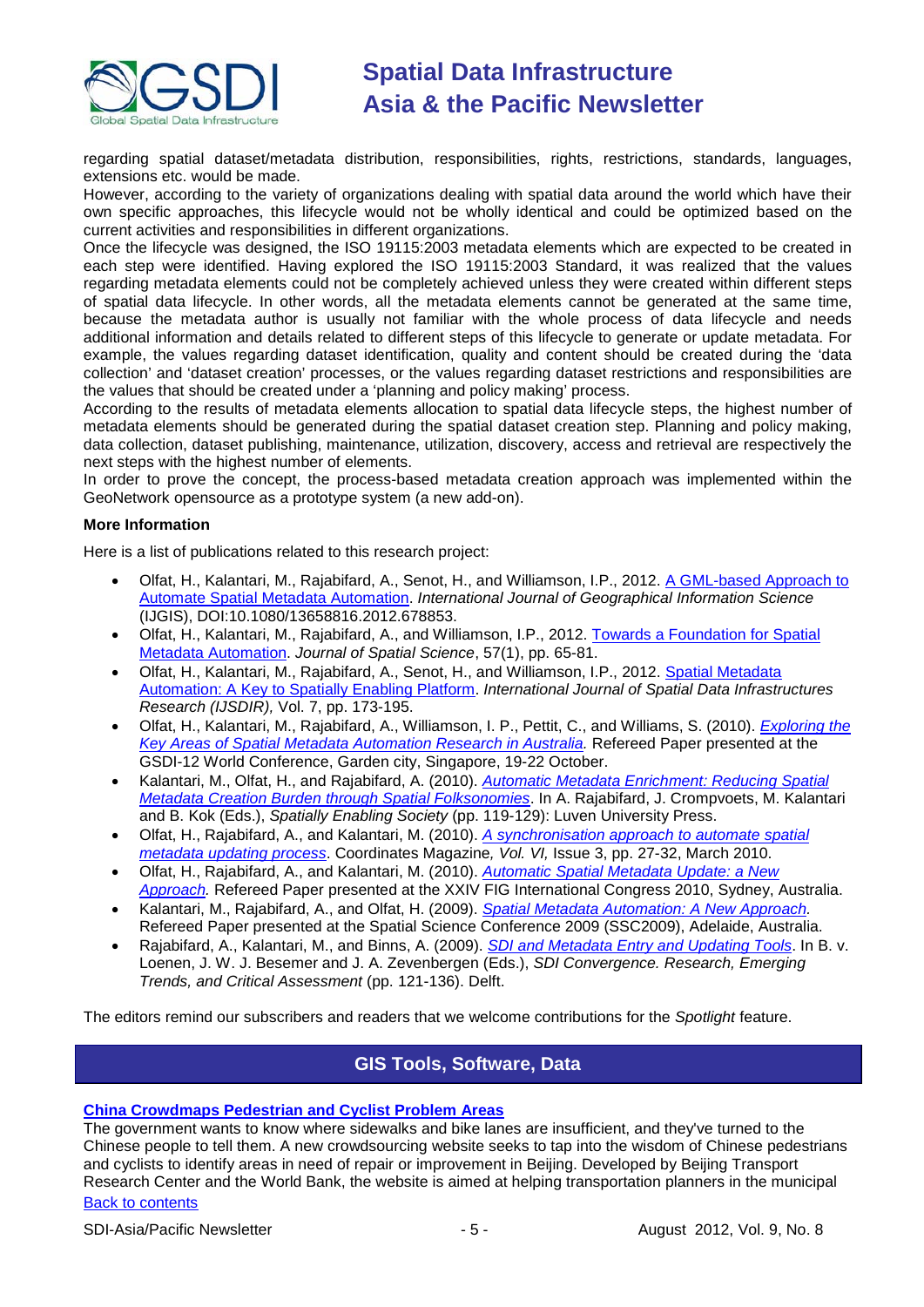regarding spatial dataset/metadata distribution, responsibilities, rights, restrictions, standards, languages, extensions etc. would be made.

However, according to the variety of organizations dealing with spatial data around the world which have their own specific approaches, this lifecycle would not be wholly identical and could be optimized based on the current activities and responsibilities in different organizations.

Once the lifecycle was designed, the ISO 19115:2003 metadata elements which are expected to be created in each step were identified. Having explored the ISO 19115:2003 Standard, it was realized that the values regarding metadata elements could not be completely achieved unless they were created within different steps of spatial data lifecycle. In other words, all the metadata elements cannot be generated at the same time, because the metadata author is usually not familiar with the whole process of data lifecycle and needs additional information and details related to different steps of this lifecycle to generate or update metadata. For example, the values regarding dataset identification, quality and content should be created during the 'data collection' and 'dataset creation' processes, or the values regarding dataset restrictions and responsibilities are the values that should be created under a 'planning and policy making' process.

According to the results of metadata elements allocation to spatial data lifecycle steps, the highest number of metadata elements should be generated during the spatial dataset creation step. Planning and policy making, data collection, dataset publishing, maintenance, utilization, discovery, access and retrieval are respectively the next steps with the highest number of elements.

In order to prove the concept, the process-based metadata creation approach was implemented within the GeoNetwork opensource as a prototype system (a new add-on).

**More Information**

Here is a list of publications related to this research project:

- Olfat, H., Kalantari, M., Rajabifard, A., Senot, H., and Williamson, I.P., 2012. A GML-based Approach to Automate Spatial Metadata Automation. *International Journal of Geographical Information Science* (IJGIS), DOI:10.1080/13658816.2012.678853.
- Olfat, H., Kalantari, M., Rajabifard, A., and Williamson, I.P., 2012. Towards a Foundation for Spatial Metadata Automation. *Journal of Spatial Science*, 57(1), pp. 65-81.
- Olfat, H., Kalantari, M., Rajabifard, A., Senot, H., and Williamson, I.P., 2012. Spatial Metadata Automation: A Key to Spatially Enabling Platform. *International Journal of Spatial Data Infrastructures Research (IJSDIR),* Vol. 7, pp. 173-195.
- Olfat, H., Kalantari, M., Rajabifard, A., Williamson, I. P., Pettit, C., and Williams, S. (2010). *Exploring the Key Areas of Spatial Metadata Automation Research in Australia.* Refereed Paper presented at the GSDI-12 World Conference, Garden city, Singapore, 19-22 October.
- Kalantari, M., Olfat, H., and Rajabifard, A. (2010). *Automatic Metadata Enrichment: Reducing Spatial Metadata Creation Burden through Spatial Folksonomies*. In A. Rajabifard, J. Crompvoets, M. Kalantari and B. Kok (Eds.), *Spatially Enabling Society* (pp. 119-129): Luven University Press.
- Olfat, H., Rajabifard, A., and Kalantari, M. (2010). *A synchronisation approach to automate spatial metadata updating process*. Coordinates Magazine*, Vol. VI,* Issue 3, pp. 27-32, March 2010.
- Olfat, H., Rajabifard, A., and Kalantari, M. (2010). *Automatic Spatial Metadata Update: a New Approach.* Refereed Paper presented at the XXIV FIG International Congress 2010, Sydney, Australia.
- Kalantari, M., Rajabifard, A., and Olfat, H. (2009). *Spatial Metadata Automation: A New Approach.* Refereed Paper presented at the Spatial Science Conference 2009 (SSC2009), Adelaide, Australia.
- Rajabifard, A., Kalantari, M., and Binns, A. (2009). *SDI and Metadata Entry and Updating Tools*. In B. v. Loenen, J. W. J. Besemer and J. A. Zevenbergen (Eds.), *SDI Convergence. Research, Emerging Trends, and Critical Assessment* (pp. 121-136). Delft.

The editors remind our subscribers and readers that we welcome contributions for the *Spotlight* feature.

## GIS Tools, Software, Data

**China Crowdmaps Pedestrian and Cyclist Problem Areas**

The government wants to know where sidewalks and bike lanes are insufficient, and they've turned to the Chinese people to tell them. A new crowdsourcing website seeks to tap into the wisdom of Chinese pedestrians and cyclists to identify areas in need of repair or improvement in Beijing. Developed by Beijing Transport Research Center and the World Bank, the website is aimed at helping transportation planners in the municipal

Back to contents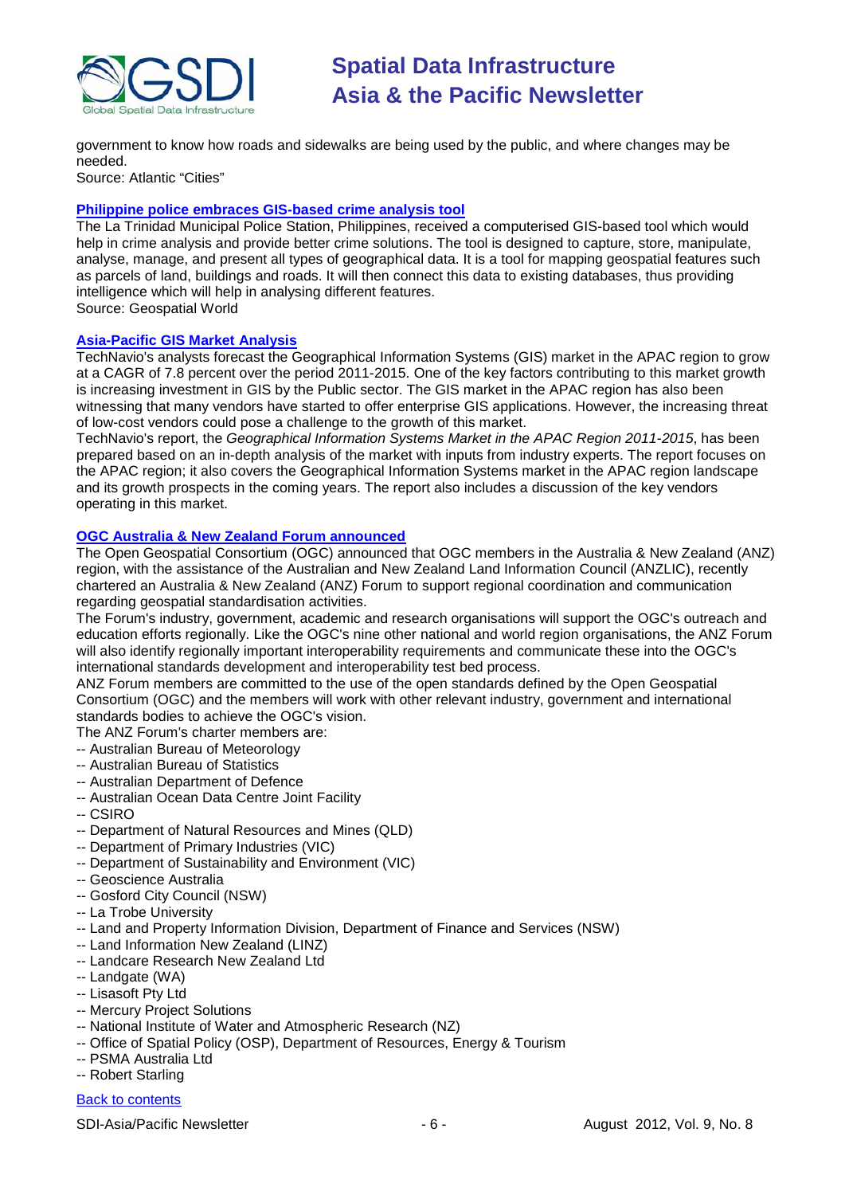government to know how roads and sidewalks are being used by the public, and where changes may be needed.
Source: Atlantic "Cities"

### [Philippine police embraces GIS-based crime analysis tool]

The La Trinidad Municipal Police Station, Philippines, received a computerised GIS-based tool which would help in crime analysis and provide better crime solutions. The tool is designed to capture, store, manipulate, analyse, manage, and present all types of geographical data. It is a tool for mapping geospatial features such as parcels of land, buildings and roads. It will then connect this data to existing databases, thus providing intelligence which will help in analysing different features.
Source: Geospatial World

### [Asia-Pacific GIS Market Analysis]

TechNavio's analysts forecast the Geographical Information Systems (GIS) market in the APAC region to grow at a CAGR of 7.8 percent over the period 2011-2015. One of the key factors contributing to this market growth is increasing investment in GIS by the Public sector. The GIS market in the APAC region has also been witnessing that many vendors have started to offer enterprise GIS applications. However, the increasing threat of low-cost vendors could pose a challenge to the growth of this market.
TechNavio's report, the *Geographical Information Systems Market in the APAC Region 2011-2015*, has been prepared based on an in-depth analysis of the market with inputs from industry experts. The report focuses on the APAC region; it also covers the Geographical Information Systems market in the APAC region landscape and its growth prospects in the coming years. The report also includes a discussion of the key vendors operating in this market.

### [OGC Australia & New Zealand Forum announced]

The Open Geospatial Consortium (OGC) announced that OGC members in the Australia & New Zealand (ANZ) region, with the assistance of the Australian and New Zealand Land Information Council (ANZLIC), recently chartered an Australia & New Zealand (ANZ) Forum to support regional coordination and communication regarding geospatial standardisation activities.
The Forum's industry, government, academic and research organisations will support the OGC's outreach and education efforts regionally. Like the OGC's nine other national and world region organisations, the ANZ Forum will also identify regionally important interoperability requirements and communicate these into the OGC's international standards development and interoperability test bed process.
ANZ Forum members are committed to the use of the open standards defined by the Open Geospatial Consortium (OGC) and the members will work with other relevant industry, government and international standards bodies to achieve the OGC's vision.
The ANZ Forum's charter members are:
-- Australian Bureau of Meteorology
-- Australian Bureau of Statistics
-- Australian Department of Defence
-- Australian Ocean Data Centre Joint Facility
-- CSIRO
-- Department of Natural Resources and Mines (QLD)
-- Department of Primary Industries (VIC)
-- Department of Sustainability and Environment (VIC)
-- Geoscience Australia
-- Gosford City Council (NSW)
-- La Trobe University
-- Land and Property Information Division, Department of Finance and Services (NSW)
-- Land Information New Zealand (LINZ)
-- Landcare Research New Zealand Ltd
-- Landgate (WA)
-- Lisasoft Pty Ltd
-- Mercury Project Solutions
-- National Institute of Water and Atmospheric Research (NZ)
-- Office of Spatial Policy (OSP), Department of Resources, Energy & Tourism
-- PSMA Australia Ltd
-- Robert Starling

[Back to contents]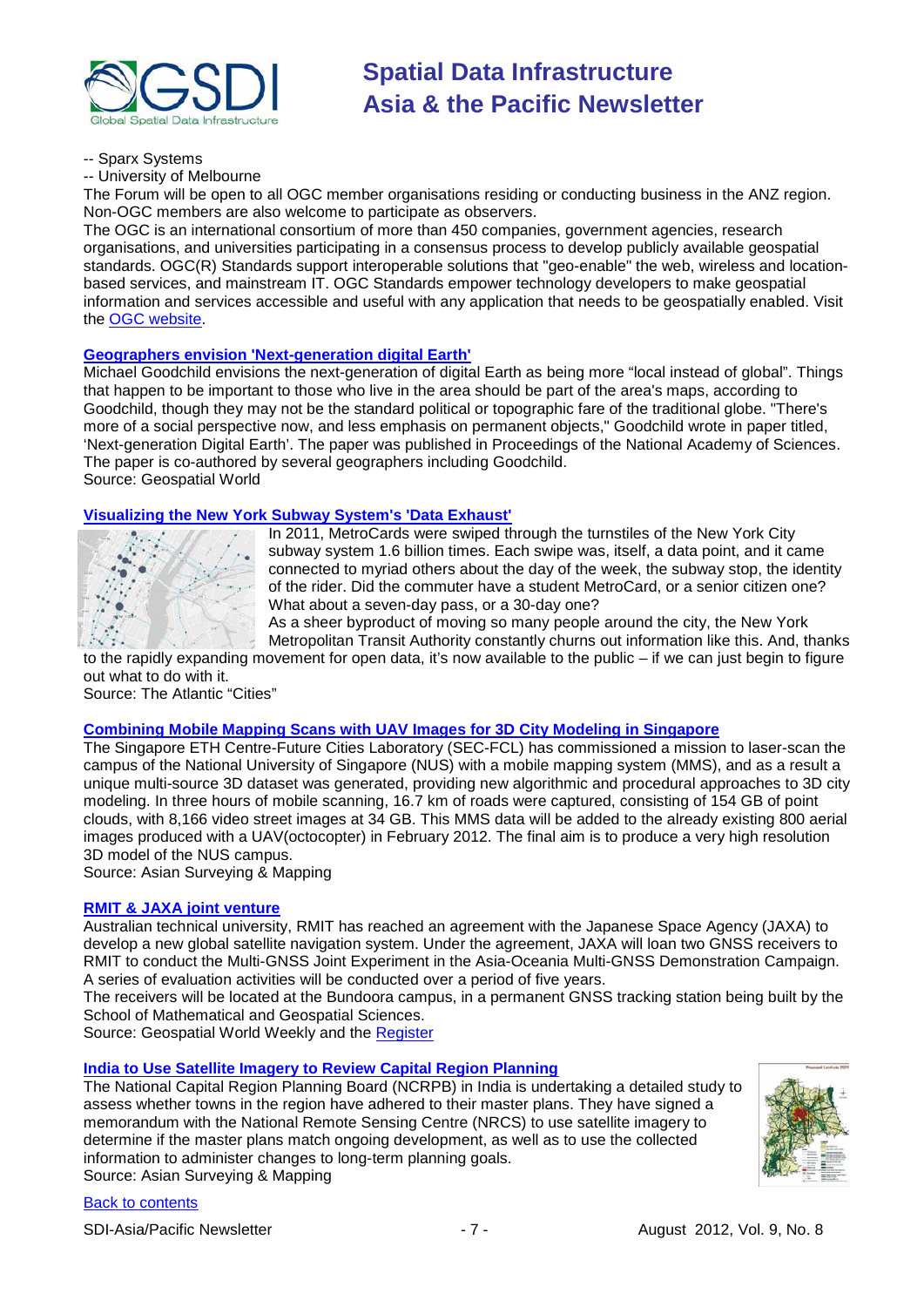-- Sparx Systems
-- University of Melbourne

The Forum will be open to all OGC member organisations residing or conducting business in the ANZ region. Non-OGC members are also welcome to participate as observers.

The OGC is an international consortium of more than 450 companies, government agencies, research organisations, and universities participating in a consensus process to develop publicly available geospatial standards. OGC(R) Standards support interoperable solutions that "geo-enable" the web, wireless and location-based services, and mainstream IT. OGC Standards empower technology developers to make geospatial information and services accessible and useful with any application that needs to be geospatially enabled. Visit the OGC website.

### Geographers envision 'Next-generation digital Earth'

Michael Goodchild envisions the next-generation of digital Earth as being more "local instead of global". Things that happen to be important to those who live in the area should be part of the area's maps, according to Goodchild, though they may not be the standard political or topographic fare of the traditional globe. "There's more of a social perspective now, and less emphasis on permanent objects," Goodchild wrote in paper titled, 'Next-generation Digital Earth'. The paper was published in Proceedings of the National Academy of Sciences. The paper is co-authored by several geographers including Goodchild.

Source: Geospatial World

### Visualizing the New York Subway System's 'Data Exhaust'

In 2011, MetroCards were swiped through the turnstiles of the New York City subway system 1.6 billion times. Each swipe was, itself, a data point, and it came connected to myriad others about the day of the week, the subway stop, the identity of the rider. Did the commuter have a student MetroCard, or a senior citizen one? What about a seven-day pass, or a 30-day one?

As a sheer byproduct of moving so many people around the city, the New York Metropolitan Transit Authority constantly churns out information like this. And, thanks to the rapidly expanding movement for open data, it's now available to the public – if we can just begin to figure out what to do with it.

Source: The Atlantic "Cities"

### Combining Mobile Mapping Scans with UAV Images for 3D City Modeling in Singapore

The Singapore ETH Centre-Future Cities Laboratory (SEC-FCL) has commissioned a mission to laser-scan the campus of the National University of Singapore (NUS) with a mobile mapping system (MMS), and as a result a unique multi-source 3D dataset was generated, providing new algorithmic and procedural approaches to 3D city modeling. In three hours of mobile scanning, 16.7 km of roads were captured, consisting of 154 GB of point clouds, with 8,166 video street images at 34 GB. This MMS data will be added to the already existing 800 aerial images produced with a UAV(octocopter) in February 2012. The final aim is to produce a very high resolution 3D model of the NUS campus.

Source: Asian Surveying & Mapping

### RMIT & JAXA joint venture

Australian technical university, RMIT has reached an agreement with the Japanese Space Agency (JAXA) to develop a new global satellite navigation system. Under the agreement, JAXA will loan two GNSS receivers to RMIT to conduct the Multi-GNSS Joint Experiment in the Asia-Oceania Multi-GNSS Demonstration Campaign. A series of evaluation activities will be conducted over a period of five years.

The receivers will be located at the Bundoora campus, in a permanent GNSS tracking station being built by the School of Mathematical and Geospatial Sciences.

Source: Geospatial World Weekly and the Register

### India to Use Satellite Imagery to Review Capital Region Planning

The National Capital Region Planning Board (NCRPB) in India is undertaking a detailed study to assess whether towns in the region have adhered to their master plans. They have signed a memorandum with the National Remote Sensing Centre (NRCS) to use satellite imagery to determine if the master plans match ongoing development, as well as to use the collected information to administer changes to long-term planning goals.

Source: Asian Surveying & Mapping

Back to contents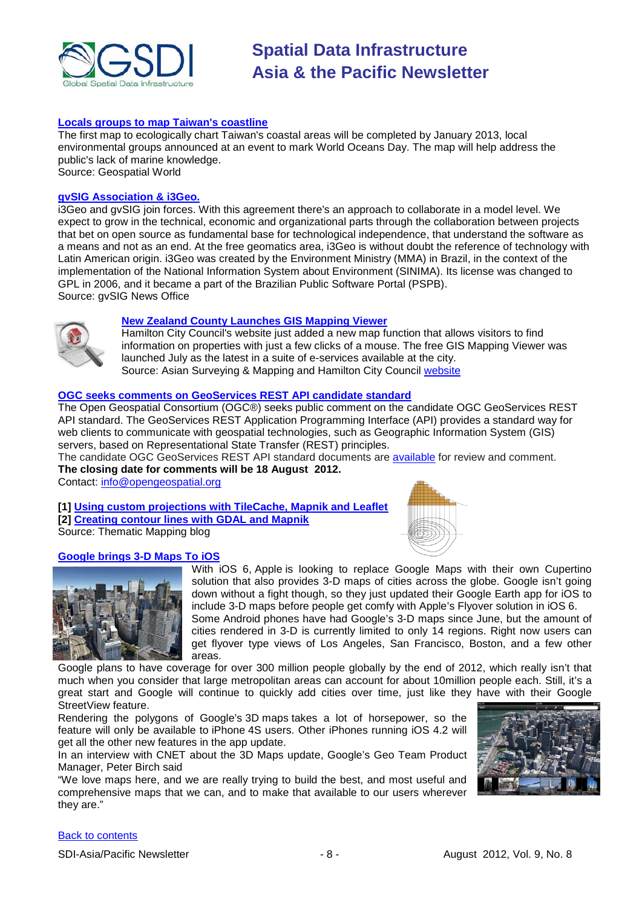**[Locals groups to map Taiwan's coastline](#)**

The first map to ecologically chart Taiwan's coastal areas will be completed by January 2013, local environmental groups announced at an event to mark World Oceans Day. The map will help address the public's lack of marine knowledge.
Source: Geospatial World

**[gvSIG Association & i3Geo.](#)**

i3Geo and gvSIG join forces. With this agreement there's an approach to collaborate in a model level. We expect to grow in the technical, economic and organizational parts through the collaboration between projects that bet on open source as fundamental base for technological independence, that understand the software as a means and not as an end. At the free geomatics area, i3Geo is without doubt the reference of technology with Latin American origin. i3Geo was created by the Environment Ministry (MMA) in Brazil, in the context of the implementation of the National Information System about Environment (SINIMA). Its license was changed to GPL in 2006, and it became a part of the Brazilian Public Software Portal (PSPB).
Source: gvSIG News Office

**[New Zealand County Launches GIS Mapping Viewer](#)**

Hamilton City Council's website just added a new map function that allows visitors to find information on properties with just a few clicks of a mouse. The free GIS Mapping Viewer was launched July as the latest in a suite of e-services available at the city.
Source: Asian Surveying & Mapping and Hamilton City Council [website](#)

**[OGC seeks comments on GeoServices REST API candidate standard](#)**

The Open Geospatial Consortium (OGC®) seeks public comment on the candidate OGC GeoServices REST API standard. The GeoServices REST Application Programming Interface (API) provides a standard way for web clients to communicate with geospatial technologies, such as Geographic Information System (GIS) servers, based on Representational State Transfer (REST) principles.
The candidate OGC GeoServices REST API standard documents are [available](#) for review and comment.
**The closing date for comments will be 18 August 2012.**
Contact: [info@opengeospatial.org](mailto:info@opengeospatial.org)

**[1] [Using custom projections with TileCache, Mapnik and Leaflet](#)**
**[2] [Creating contour lines with GDAL and Mapnik](#)**
Source: Thematic Mapping blog

**[Google brings 3-D Maps To iOS](#)**

With iOS 6, Apple is looking to replace Google Maps with their own Cupertino solution that also provides 3-D maps of cities across the globe. Google isn't going down without a fight though, so they just updated their Google Earth app for iOS to include 3-D maps before people get comfy with Apple's Flyover solution in iOS 6.
Some Android phones have had Google's 3-D maps since June, but the amount of cities rendered in 3-D is currently limited to only 14 regions. Right now users can get flyover type views of Los Angeles, San Francisco, Boston, and a few other areas.
Google plans to have coverage for over 300 million people globally by the end of 2012, which really isn't that much when you consider that large metropolitan areas can account for about 10million people each. Still, it's a great start and Google will continue to quickly add cities over time, just like they have with their Google StreetView feature.
Rendering the polygons of Google's 3D maps takes a lot of horsepower, so the feature will only be available to iPhone 4S users. Other iPhones running iOS 4.2 will get all the other new features in the app update.
In an interview with CNET about the 3D Maps update, Google's Geo Team Product Manager, Peter Birch said
"We love maps here, and we are really trying to build the best, and most useful and comprehensive maps that we can, and to make that available to our users wherever they are."

[Back to contents](#)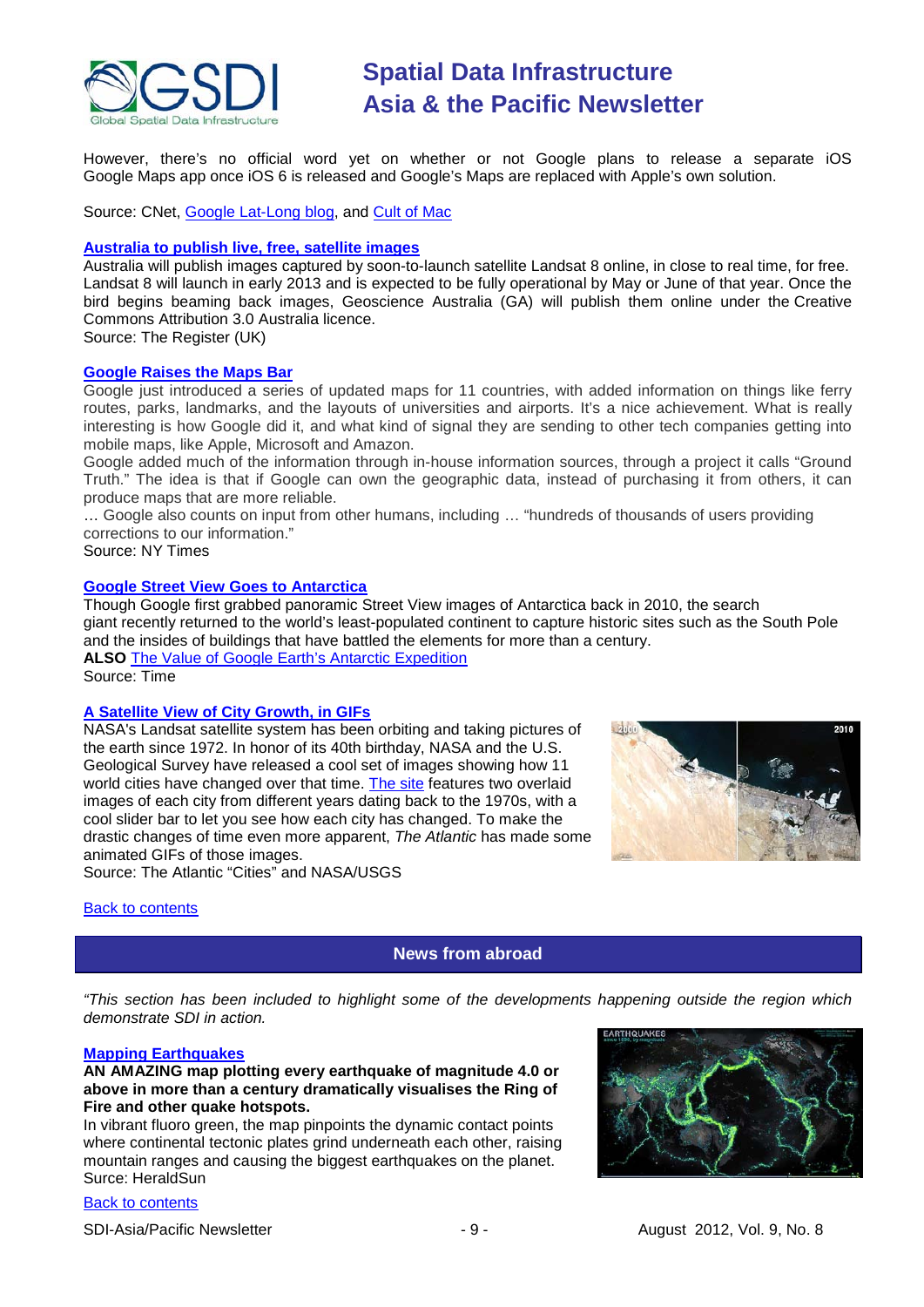However, there's no official word yet on whether or not Google plans to release a separate iOS Google Maps app once iOS 6 is released and Google's Maps are replaced with Apple's own solution.

Source: CNet, Google Lat-Long blog, and Cult of Mac

**Australia to publish live, free, satellite images**

Australia will publish images captured by soon-to-launch satellite Landsat 8 online, in close to real time, for free. Landsat 8 will launch in early 2013 and is expected to be fully operational by May or June of that year. Once the bird begins beaming back images, Geoscience Australia (GA) will publish them online under the Creative Commons Attribution 3.0 Australia licence.

Source: The Register (UK)

**Google Raises the Maps Bar**

Google just introduced a series of updated maps for 11 countries, with added information on things like ferry routes, parks, landmarks, and the layouts of universities and airports. It's a nice achievement. What is really interesting is how Google did it, and what kind of signal they are sending to other tech companies getting into mobile maps, like Apple, Microsoft and Amazon.

Google added much of the information through in-house information sources, through a project it calls "Ground Truth." The idea is that if Google can own the geographic data, instead of purchasing it from others, it can produce maps that are more reliable.

… Google also counts on input from other humans, including … "hundreds of thousands of users providing corrections to our information."

Source: NY Times

**Google Street View Goes to Antarctica**

Though Google first grabbed panoramic Street View images of Antarctica back in 2010, the search giant recently returned to the world's least-populated continent to capture historic sites such as the South Pole and the insides of buildings that have battled the elements for more than a century.

**ALSO** The Value of Google Earth's Antarctic Expedition

Source: Time

**A Satellite View of City Growth, in GIFs**

NASA's Landsat satellite system has been orbiting and taking pictures of the earth since 1972. In honor of its 40th birthday, NASA and the U.S. Geological Survey have released a cool set of images showing how 11 world cities have changed over that time. The site features two overlaid images of each city from different years dating back to the 1970s, with a cool slider bar to let you see how each city has changed. To make the drastic changes of time even more apparent, *The Atlantic* has made some animated GIFs of those images.

Source: The Atlantic "Cities" and NASA/USGS

Back to contents

## News from abroad

*"This section has been included to highlight some of the developments happening outside the region which demonstrate SDI in action.*

**Mapping Earthquakes**

**AN AMAZING map plotting every earthquake of magnitude 4.0 or above in more than a century dramatically visualises the Ring of Fire and other quake hotspots.**

In vibrant fluoro green, the map pinpoints the dynamic contact points where continental tectonic plates grind underneath each other, raising mountain ranges and causing the biggest earthquakes on the planet.

Surce: HeraldSun

Back to contents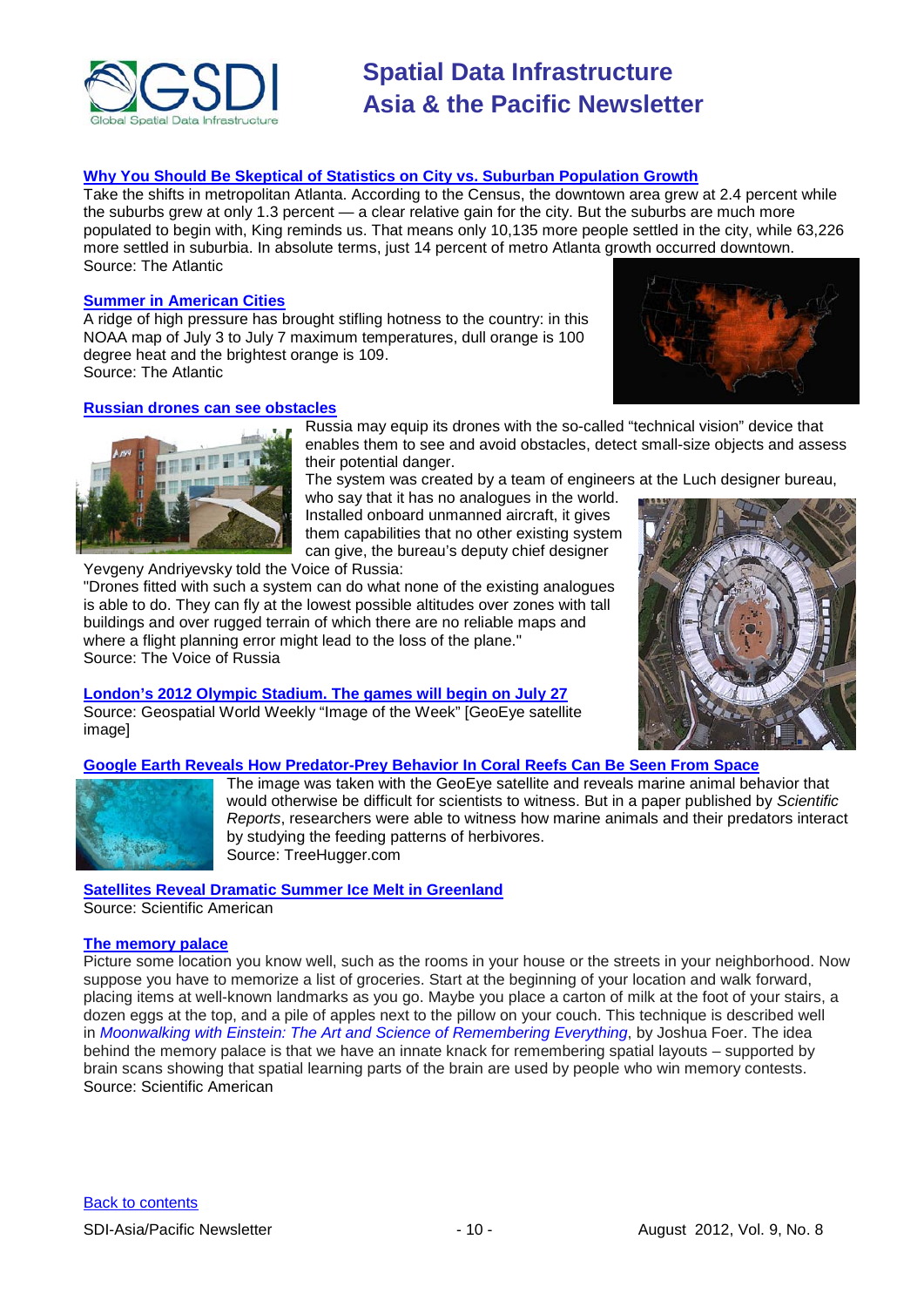### [Why You Should Be Skeptical of Statistics on City vs. Suburban Population Growth]

Take the shifts in metropolitan Atlanta. According to the Census, the downtown area grew at 2.4 percent while the suburbs grew at only 1.3 percent — a clear relative gain for the city. But the suburbs are much more populated to begin with, King reminds us. That means only 10,135 more people settled in the city, while 63,226 more settled in suburbia. In absolute terms, just 14 percent of metro Atlanta growth occurred downtown.
Source: The Atlantic

### [Summer in American Cities]

A ridge of high pressure has brought stifling hotness to the country: in this NOAA map of July 3 to July 7 maximum temperatures, dull orange is 100 degree heat and the brightest orange is 109.
Source: The Atlantic

### [Russian drones can see obstacles]

Russia may equip its drones with the so-called "technical vision" device that enables them to see and avoid obstacles, detect small-size objects and assess their potential danger.
The system was created by a team of engineers at the Luch designer bureau, who say that it has no analogues in the world. Installed onboard unmanned aircraft, it gives them capabilities that no other existing system can give, the bureau's deputy chief designer Yevgeny Andriyevsky told the Voice of Russia:
"Drones fitted with such a system can do what none of the existing analogues is able to do. They can fly at the lowest possible altitudes over zones with tall buildings and over rugged terrain of which there are no reliable maps and where a flight planning error might lead to the loss of the plane."
Source: The Voice of Russia

### [London's 2012 Olympic Stadium. The games will begin on July 27]

Source: Geospatial World Weekly "Image of the Week" [GeoEye satellite image]

### [Google Earth Reveals How Predator-Prey Behavior In Coral Reefs Can Be Seen From Space]

The image was taken with the GeoEye satellite and reveals marine animal behavior that would otherwise be difficult for scientists to witness. But in a paper published by *Scientific Reports*, researchers were able to witness how marine animals and their predators interact by studying the feeding patterns of herbivores.
Source: TreeHugger.com

### [Satellites Reveal Dramatic Summer Ice Melt in Greenland]

Source: Scientific American

### [The memory palace]

Picture some location you know well, such as the rooms in your house or the streets in your neighborhood. Now suppose you have to memorize a list of groceries. Start at the beginning of your location and walk forward, placing items at well-known landmarks as you go. Maybe you place a carton of milk at the foot of your stairs, a dozen eggs at the top, and a pile of apples next to the pillow on your couch. This technique is described well in *Moonwalking with Einstein: The Art and Science of Remembering Everything*, by Joshua Foer. The idea behind the memory palace is that we have an innate knack for remembering spatial layouts – supported by brain scans showing that spatial learning parts of the brain are used by people who win memory contests.
Source: Scientific American

Back to contents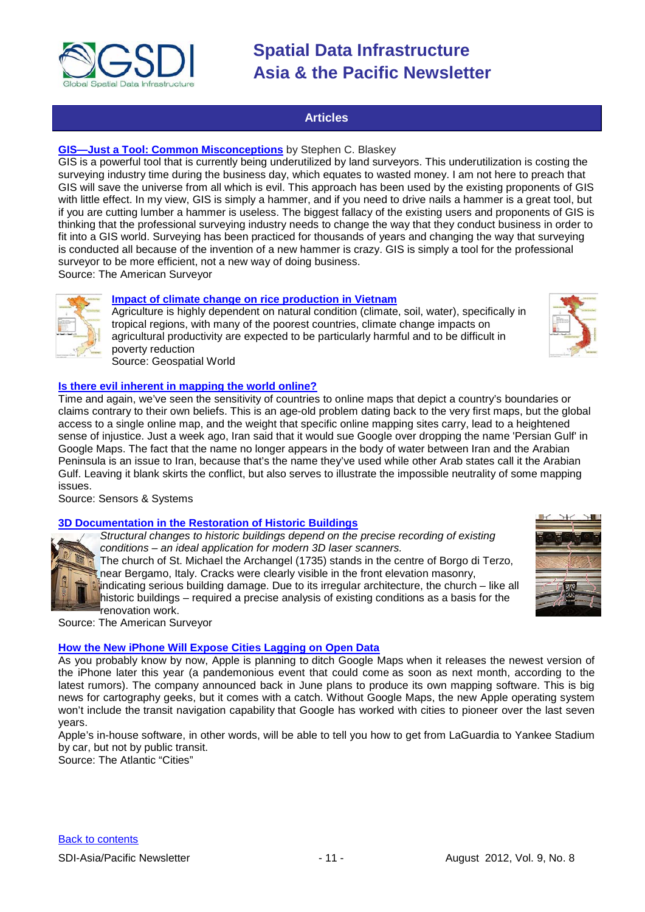## Articles

**[GIS—Just a Tool: Common Misconceptions]** by Stephen C. Blaskey

GIS is a powerful tool that is currently being underutilized by land surveyors. This underutilization is costing the surveying industry time during the business day, which equates to wasted money. I am not here to preach that GIS will save the universe from all which is evil. This approach has been used by the existing proponents of GIS with little effect. In my view, GIS is simply a hammer, and if you need to drive nails a hammer is a great tool, but if you are cutting lumber a hammer is useless. The biggest fallacy of the existing users and proponents of GIS is thinking that the professional surveying industry needs to change the way that they conduct business in order to fit into a GIS world. Surveying has been practiced for thousands of years and changing the way that surveying is conducted all because of the invention of a new hammer is crazy. GIS is simply a tool for the professional surveyor to be more efficient, not a new way of doing business.

Source: The American Surveyor

**Impact of climate change on rice production in Vietnam**

Agriculture is highly dependent on natural condition (climate, soil, water), specifically in tropical regions, with many of the poorest countries, climate change impacts on agricultural productivity are expected to be particularly harmful and to be difficult in poverty reduction

Source: Geospatial World

**Is there evil inherent in mapping the world online?**

Time and again, we've seen the sensitivity of countries to online maps that depict a country's boundaries or claims contrary to their own beliefs. This is an age-old problem dating back to the very first maps, but the global access to a single online map, and the weight that specific online mapping sites carry, lead to a heightened sense of injustice. Just a week ago, Iran said that it would sue Google over dropping the name 'Persian Gulf' in Google Maps. The fact that the name no longer appears in the body of water between Iran and the Arabian Peninsula is an issue to Iran, because that's the name they've used while other Arab states call it the Arabian Gulf. Leaving it blank skirts the conflict, but also serves to illustrate the impossible neutrality of some mapping issues.

Source: Sensors & Systems

**3D Documentation in the Restoration of Historic Buildings**

*Structural changes to historic buildings depend on the precise recording of existing conditions – an ideal application for modern 3D laser scanners.*

The church of St. Michael the Archangel (1735) stands in the centre of Borgo di Terzo, near Bergamo, Italy. Cracks were clearly visible in the front elevation masonry, indicating serious building damage. Due to its irregular architecture, the church – like all historic buildings – required a precise analysis of existing conditions as a basis for the renovation work.

Source: The American Surveyor

**How the New iPhone Will Expose Cities Lagging on Open Data**

As you probably know by now, Apple is planning to ditch Google Maps when it releases the newest version of the iPhone later this year (a pandemonious event that could come as soon as next month, according to the latest rumors). The company announced back in June plans to produce its own mapping software. This is big news for cartography geeks, but it comes with a catch. Without Google Maps, the new Apple operating system won't include the transit navigation capability that Google has worked with cities to pioneer over the last seven years.

Apple's in-house software, in other words, will be able to tell you how to get from LaGuardia to Yankee Stadium by car, but not by public transit.

Source: The Atlantic "Cities"

Back to contents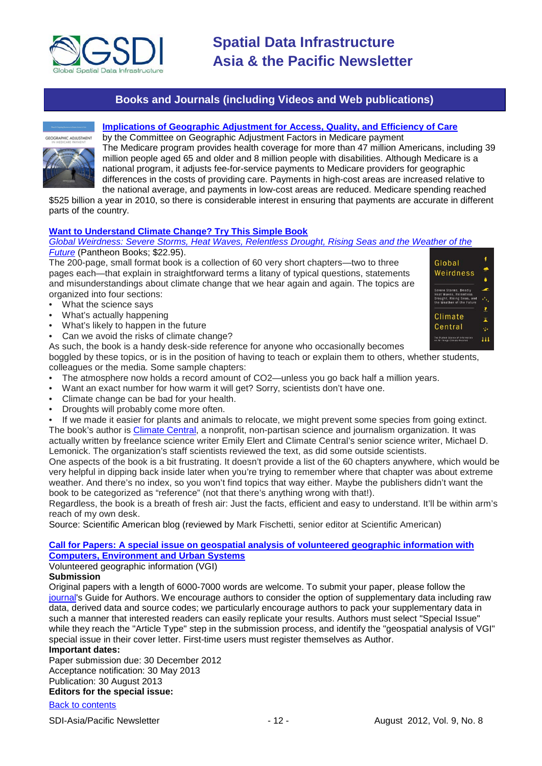## Books and Journals (including Videos and Web publications)

### Implications of Geographic Adjustment for Access, Quality, and Efficiency of Care

by the Committee on Geographic Adjustment Factors in Medicare payment

The Medicare program provides health coverage for more than 47 million Americans, including 39 million people aged 65 and older and 8 million people with disabilities. Although Medicare is a national program, it adjusts fee-for-service payments to Medicare providers for geographic differences in the costs of providing care. Payments in high-cost areas are increased relative to the national average, and payments in low-cost areas are reduced. Medicare spending reached $525 billion a year in 2010, so there is considerable interest in ensuring that payments are accurate in different parts of the country.

### Want to Understand Climate Change? Try This Simple Book

*Global Weirdness: Severe Storms, Heat Waves, Relentless Drought, Rising Seas and the Weather of the Future* (Pantheon Books; $22.95).

The 200-page, small format book is a collection of 60 very short chapters—two to three pages each—that explain in straightforward terms a litany of typical questions, statements and misunderstandings about climate change that we hear again and again. The topics are organized into four sections:

- What the science says
- What's actually happening
- What's likely to happen in the future
- Can we avoid the risks of climate change?

As such, the book is a handy desk-side reference for anyone who occasionally becomes boggled by these topics, or is in the position of having to teach or explain them to others, whether students, colleagues or the media. Some sample chapters:

- The atmosphere now holds a record amount of CO2—unless you go back half a million years.
- Want an exact number for how warm it will get? Sorry, scientists don't have one.
- Climate change can be bad for your health.
- Droughts will probably come more often.
- If we made it easier for plants and animals to relocate, we might prevent some species from going extinct.

The book's author is Climate Central, a nonprofit, non-partisan science and journalism organization. It was actually written by freelance science writer Emily Elert and Climate Central's senior science writer, Michael D. Lemonick. The organization's staff scientists reviewed the text, as did some outside scientists.

One aspects of the book is a bit frustrating. It doesn't provide a list of the 60 chapters anywhere, which would be very helpful in dipping back inside later when you're trying to remember where that chapter was about extreme weather. And there's no index, so you won't find topics that way either. Maybe the publishers didn't want the book to be categorized as "reference" (not that there's anything wrong with that!).

Regardless, the book is a breath of fresh air: Just the facts, efficient and easy to understand. It'll be within arm's reach of my own desk.

Source: Scientific American blog (reviewed by Mark Fischetti, senior editor at Scientific American)

### Call for Papers: A special issue on geospatial analysis of volunteered geographic information with Computers, Environment and Urban Systems

Volunteered geographic information (VGI)

**Submission**

Original papers with a length of 6000-7000 words are welcome. To submit your paper, please follow the journal's Guide for Authors. We encourage authors to consider the option of supplementary data including raw data, derived data and source codes; we particularly encourage authors to pack your supplementary data in such a manner that interested readers can easily replicate your results. Authors must select "Special Issue" while they reach the "Article Type" step in the submission process, and identify the "geospatial analysis of VGI" special issue in their cover letter. First-time users must register themselves as Author.

**Important dates:**

Paper submission due: 30 December 2012
Acceptance notification: 30 May 2013
Publication: 30 August 2013

**Editors for the special issue:**

Back to contents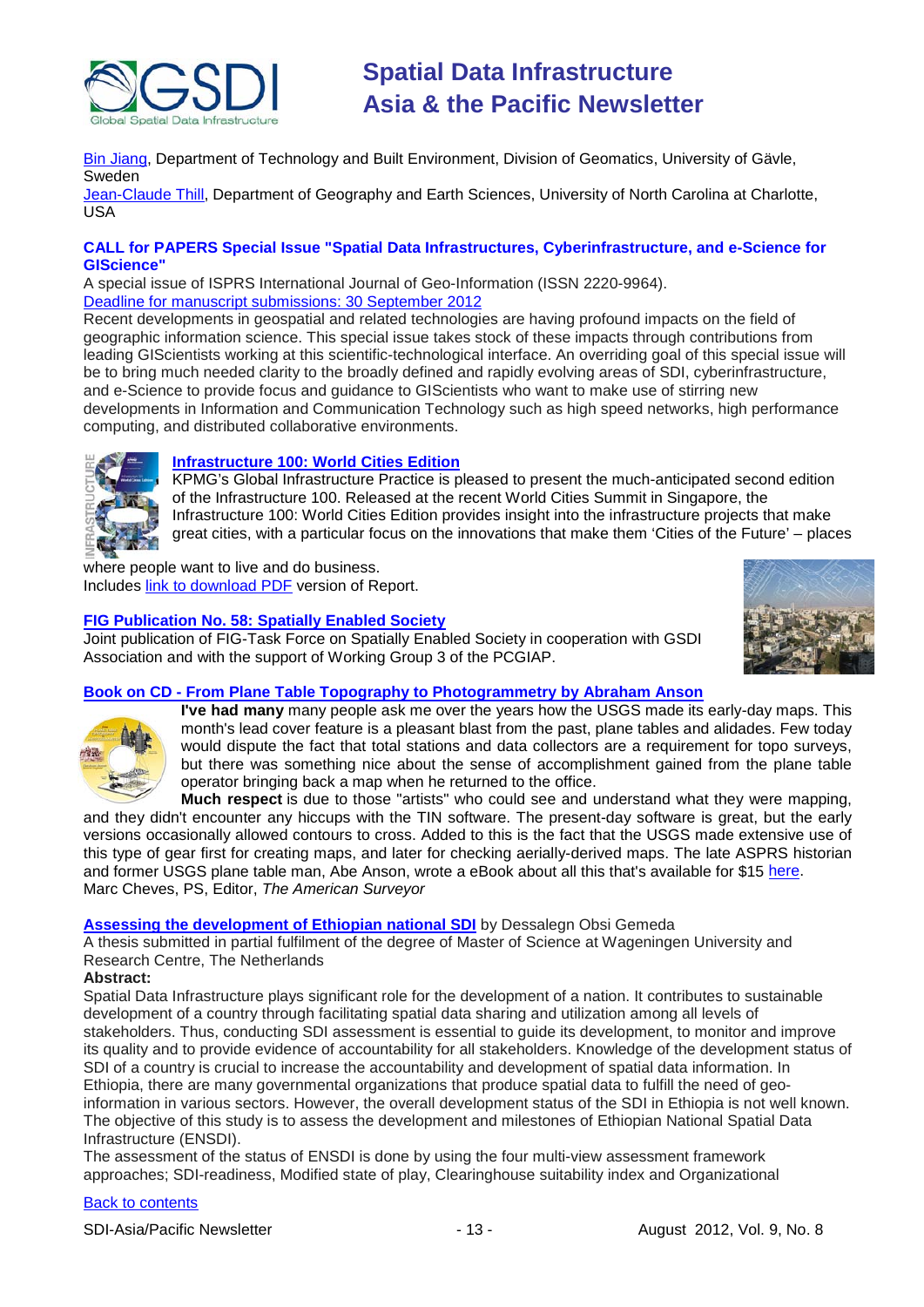Bin Jiang, Department of Technology and Built Environment, Division of Geomatics, University of Gävle, Sweden
Jean-Claude Thill, Department of Geography and Earth Sciences, University of North Carolina at Charlotte, USA

### CALL for PAPERS Special Issue "Spatial Data Infrastructures, Cyberinfrastructure, and e-Science for GIScience"

A special issue of ISPRS International Journal of Geo-Information (ISSN 2220-9964).
Deadline for manuscript submissions: 30 September 2012
Recent developments in geospatial and related technologies are having profound impacts on the field of geographic information science. This special issue takes stock of these impacts through contributions from leading GIScientists working at this scientific-technological interface. An overriding goal of this special issue will be to bring much needed clarity to the broadly defined and rapidly evolving areas of SDI, cyberinfrastructure, and e-Science to provide focus and guidance to GIScientists who want to make use of stirring new developments in Information and Communication Technology such as high speed networks, high performance computing, and distributed collaborative environments.

### Infrastructure 100: World Cities Edition

KPMG's Global Infrastructure Practice is pleased to present the much-anticipated second edition of the Infrastructure 100. Released at the recent World Cities Summit in Singapore, the Infrastructure 100: World Cities Edition provides insight into the infrastructure projects that make great cities, with a particular focus on the innovations that make them 'Cities of the Future' – places where people want to live and do business.
Includes link to download PDF version of Report.

### FIG Publication No. 58: Spatially Enabled Society

Joint publication of FIG-Task Force on Spatially Enabled Society in cooperation with GSDI Association and with the support of Working Group 3 of the PCGIAP.

### Book on CD - From Plane Table Topography to Photogrammetry by Abraham Anson

**I've had many** many people ask me over the years how the USGS made its early-day maps. This month's lead cover feature is a pleasant blast from the past, plane tables and alidades. Few today would dispute the fact that total stations and data collectors are a requirement for topo surveys, but there was something nice about the sense of accomplishment gained from the plane table operator bringing back a map when he returned to the office.

**Much respect** is due to those "artists" who could see and understand what they were mapping, and they didn't encounter any hiccups with the TIN software. The present-day software is great, but the early versions occasionally allowed contours to cross. Added to this is the fact that the USGS made extensive use of this type of gear first for creating maps, and later for checking aerially-derived maps. The late ASPRS historian and former USGS plane table man, Abe Anson, wrote a eBook about all this that's available for $15 here.
Marc Cheves, PS, Editor, *The American Surveyor*

### Assessing the development of Ethiopian national SDI by Dessalegn Obsi Gemeda

A thesis submitted in partial fulfilment of the degree of Master of Science at Wageningen University and Research Centre, The Netherlands

**Abstract:**

Spatial Data Infrastructure plays significant role for the development of a nation. It contributes to sustainable development of a country through facilitating spatial data sharing and utilization among all levels of stakeholders. Thus, conducting SDI assessment is essential to guide its development, to monitor and improve its quality and to provide evidence of accountability for all stakeholders. Knowledge of the development status of SDI of a country is crucial to increase the accountability and development of spatial data information. In Ethiopia, there are many governmental organizations that produce spatial data to fulfill the need of geo-information in various sectors. However, the overall development status of the SDI in Ethiopia is not well known. The objective of this study is to assess the development and milestones of Ethiopian National Spatial Data Infrastructure (ENSDI).

The assessment of the status of ENSDI is done by using the four multi-view assessment framework approaches; SDI-readiness, Modified state of play, Clearinghouse suitability index and Organizational

Back to contents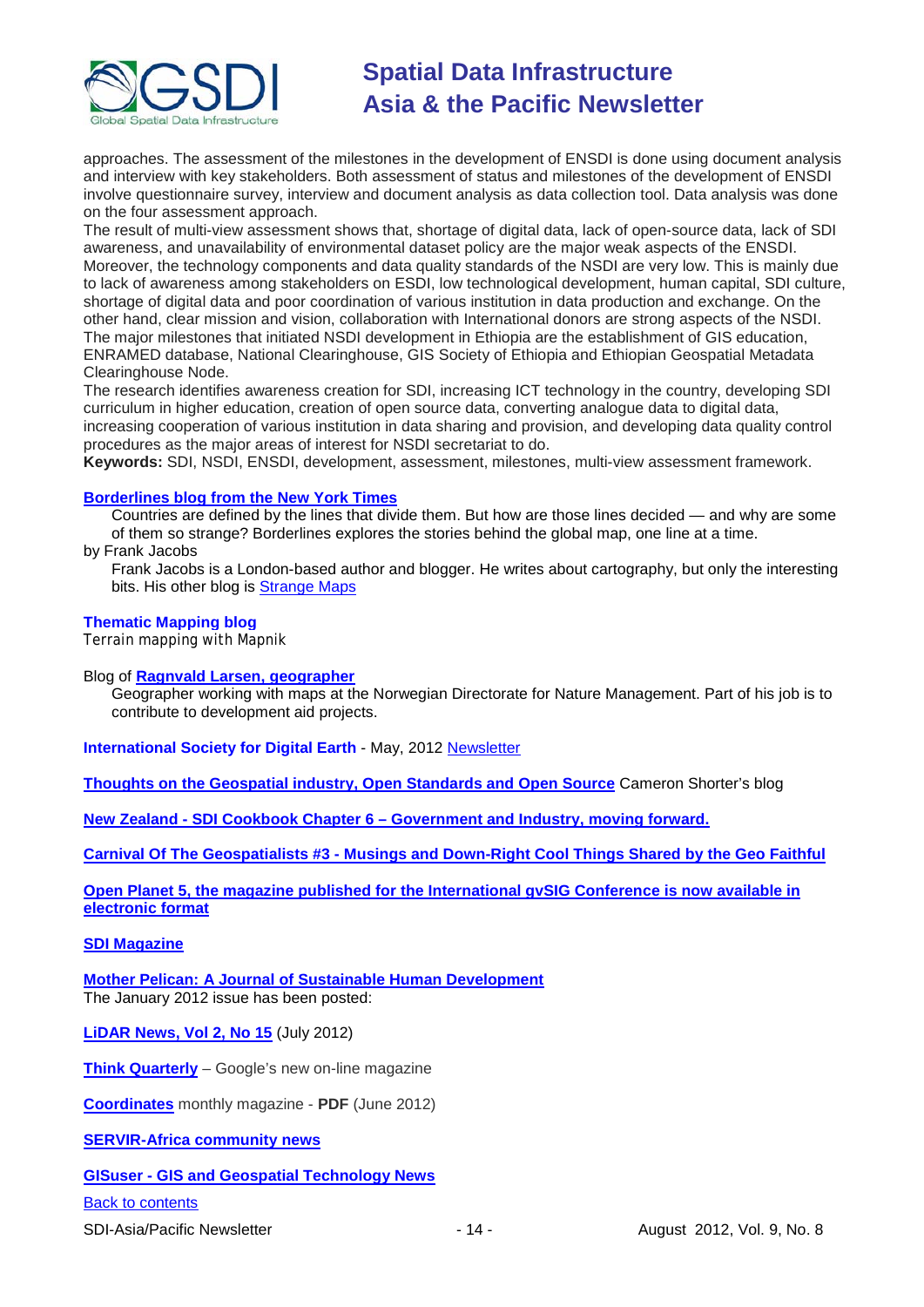approaches. The assessment of the milestones in the development of ENSDI is done using document analysis and interview with key stakeholders. Both assessment of status and milestones of the development of ENSDI involve questionnaire survey, interview and document analysis as data collection tool. Data analysis was done on the four assessment approach.
The result of multi-view assessment shows that, shortage of digital data, lack of open-source data, lack of SDI awareness, and unavailability of environmental dataset policy are the major weak aspects of the ENSDI. Moreover, the technology components and data quality standards of the NSDI are very low. This is mainly due to lack of awareness among stakeholders on ESDI, low technological development, human capital, SDI culture, shortage of digital data and poor coordination of various institution in data production and exchange. On the other hand, clear mission and vision, collaboration with International donors are strong aspects of the NSDI.
The major milestones that initiated NSDI development in Ethiopia are the establishment of GIS education, ENRAMED database, National Clearinghouse, GIS Society of Ethiopia and Ethiopian Geospatial Metadata Clearinghouse Node.
The research identifies awareness creation for SDI, increasing ICT technology in the country, developing SDI curriculum in higher education, creation of open source data, converting analogue data to digital data, increasing cooperation of various institution in data sharing and provision, and developing data quality control procedures as the major areas of interest for NSDI secretariat to do.
**Keywords:** SDI, NSDI, ENSDI, development, assessment, milestones, multi-view assessment framework.

**Borderlines blog from the New York Times**

Countries are defined by the lines that divide them. But how are those lines decided — and why are some of them so strange? Borderlines explores the stories behind the global map, one line at a time.

by Frank Jacobs

Frank Jacobs is a London-based author and blogger. He writes about cartography, but only the interesting bits. His other blog is Strange Maps

**Thematic Mapping blog**

Terrain mapping with Mapnik

Blog of **Ragnvald Larsen, geographer**

Geographer working with maps at the Norwegian Directorate for Nature Management. Part of his job is to contribute to development aid projects.

**International Society for Digital Earth** - May, 2012 Newsletter

**Thoughts on the Geospatial industry, Open Standards and Open Source** Cameron Shorter's blog

**New Zealand - SDI Cookbook Chapter 6 – Government and Industry, moving forward.**

**Carnival Of The Geospatialists #3 - Musings and Down-Right Cool Things Shared by the Geo Faithful**

**Open Planet 5, the magazine published for the International gvSIG Conference is now available in electronic format**

**SDI Magazine**

**Mother Pelican: A Journal of Sustainable Human Development**
The January 2012 issue has been posted:

**LiDAR News, Vol 2, No 15** (July 2012)

**Think Quarterly** – Google's new on-line magazine

**Coordinates** monthly magazine - **PDF** (June 2012)

**SERVIR-Africa community news**

**GISuser - GIS and Geospatial Technology News**

Back to contents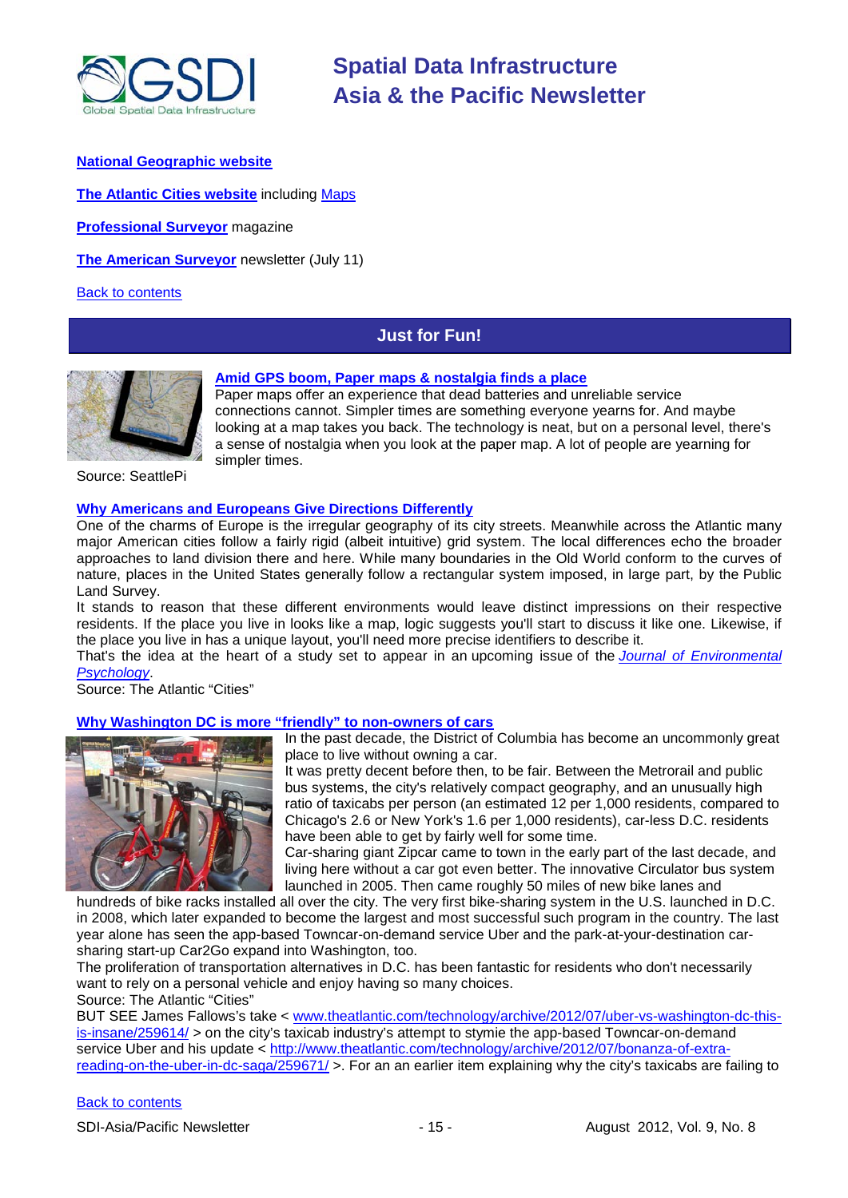**National Geographic website**

**The Atlantic Cities website** including Maps

**Professional Surveyor** magazine

**The American Surveyor** newsletter (July 11)

Back to contents

## Just for Fun!

### Amid GPS boom, Paper maps & nostalgia finds a place

Paper maps offer an experience that dead batteries and unreliable service connections cannot. Simpler times are something everyone yearns for. And maybe looking at a map takes you back. The technology is neat, but on a personal level, there's a sense of nostalgia when you look at the paper map. A lot of people are yearning for simpler times.

Source: SeattlePi

### Why Americans and Europeans Give Directions Differently

One of the charms of Europe is the irregular geography of its city streets. Meanwhile across the Atlantic many major American cities follow a fairly rigid (albeit intuitive) grid system. The local differences echo the broader approaches to land division there and here. While many boundaries in the Old World conform to the curves of nature, places in the United States generally follow a rectangular system imposed, in large part, by the Public Land Survey.

It stands to reason that these different environments would leave distinct impressions on their respective residents. If the place you live in looks like a map, logic suggests you'll start to discuss it like one. Likewise, if the place you live in has a unique layout, you'll need more precise identifiers to describe it.

That's the idea at the heart of a study set to appear in an upcoming issue of the *Journal of Environmental Psychology*.

Source: The Atlantic "Cities"

### Why Washington DC is more "friendly" to non-owners of cars

In the past decade, the District of Columbia has become an uncommonly great place to live without owning a car.

It was pretty decent before then, to be fair. Between the Metrorail and public bus systems, the city's relatively compact geography, and an unusually high ratio of taxicabs per person (an estimated 12 per 1,000 residents, compared to Chicago's 2.6 or New York's 1.6 per 1,000 residents), car-less D.C. residents have been able to get by fairly well for some time.

Car-sharing giant Zipcar came to town in the early part of the last decade, and living here without a car got even better. The innovative Circulator bus system launched in 2005. Then came roughly 50 miles of new bike lanes and hundreds of bike racks installed all over the city. The very first bike-sharing system in the U.S. launched in D.C. in 2008, which later expanded to become the largest and most successful such program in the country. The last year alone has seen the app-based Towncar-on-demand service Uber and the park-at-your-destination car-sharing start-up Car2Go expand into Washington, too.

The proliferation of transportation alternatives in D.C. has been fantastic for residents who don't necessarily want to rely on a personal vehicle and enjoy having so many choices.

Source: The Atlantic "Cities"

BUT SEE James Fallows's take < www.theatlantic.com/technology/archive/2012/07/uber-vs-washington-dc-this-is-insane/259614/ > on the city's taxicab industry's attempt to stymie the app-based Towncar-on-demand service Uber and his update < http://www.theatlantic.com/technology/archive/2012/07/bonanza-of-extra-reading-on-the-uber-in-dc-saga/259671/ >. For an an earlier item explaining why the city's taxicabs are failing to

Back to contents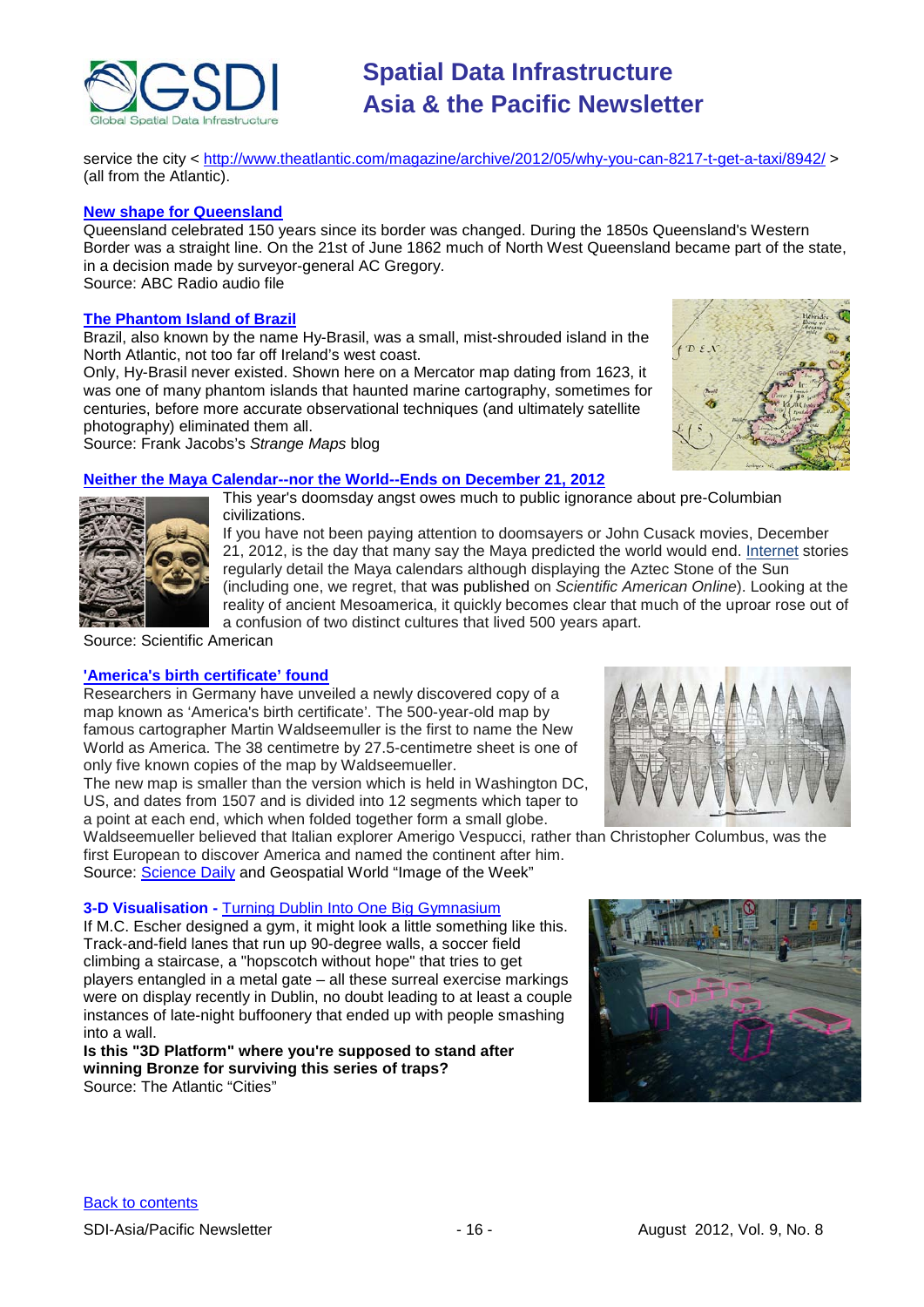service the city < http://www.theatlantic.com/magazine/archive/2012/05/why-you-can-8217-t-get-a-taxi/8942/ > (all from the Atlantic).

**New shape for Queensland**

Queensland celebrated 150 years since its border was changed. During the 1850s Queensland's Western Border was a straight line. On the 21st of June 1862 much of North West Queensland became part of the state, in a decision made by surveyor-general AC Gregory.
Source: ABC Radio audio file

**The Phantom Island of Brazil**

Brazil, also known by the name Hy-Brasil, was a small, mist-shrouded island in the North Atlantic, not too far off Ireland's west coast.
Only, Hy-Brasil never existed. Shown here on a Mercator map dating from 1623, it was one of many phantom islands that haunted marine cartography, sometimes for centuries, before more accurate observational techniques (and ultimately satellite photography) eliminated them all.
Source: Frank Jacobs's *Strange Maps* blog

**Neither the Maya Calendar--nor the World--Ends on December 21, 2012**

This year's doomsday angst owes much to public ignorance about pre-Columbian civilizations.
If you have not been paying attention to doomsayers or John Cusack movies, December 21, 2012, is the day that many say the Maya predicted the world would end. Internet stories regularly detail the Maya calendars although displaying the Aztec Stone of the Sun (including one, we regret, that was published on *Scientific American Online*). Looking at the reality of ancient Mesoamerica, it quickly becomes clear that much of the uproar rose out of a confusion of two distinct cultures that lived 500 years apart.
Source: Scientific American

**'America's birth certificate' found**

Researchers in Germany have unveiled a newly discovered copy of a map known as 'America's birth certificate'. The 500-year-old map by famous cartographer Martin Waldseemuller is the first to name the New World as America. The 38 centimetre by 27.5-centimetre sheet is one of only five known copies of the map by Waldseemueller.
The new map is smaller than the version which is held in Washington DC, US, and dates from 1507 and is divided into 12 segments which taper to a point at each end, which when folded together form a small globe.
Waldseemueller believed that Italian explorer Amerigo Vespucci, rather than Christopher Columbus, was the first European to discover America and named the continent after him.
Source: Science Daily and Geospatial World "Image of the Week"

**3-D Visualisation -** Turning Dublin Into One Big Gymnasium

If M.C. Escher designed a gym, it might look a little something like this. Track-and-field lanes that run up 90-degree walls, a soccer field climbing a staircase, a "hopscotch without hope" that tries to get players entangled in a metal gate – all these surreal exercise markings were on display recently in Dublin, no doubt leading to at least a couple instances of late-night buffoonery that ended up with people smashing into a wall.

**Is this "3D Platform" where you're supposed to stand after winning Bronze for surviving this series of traps?**

Source: The Atlantic "Cities"

Back to contents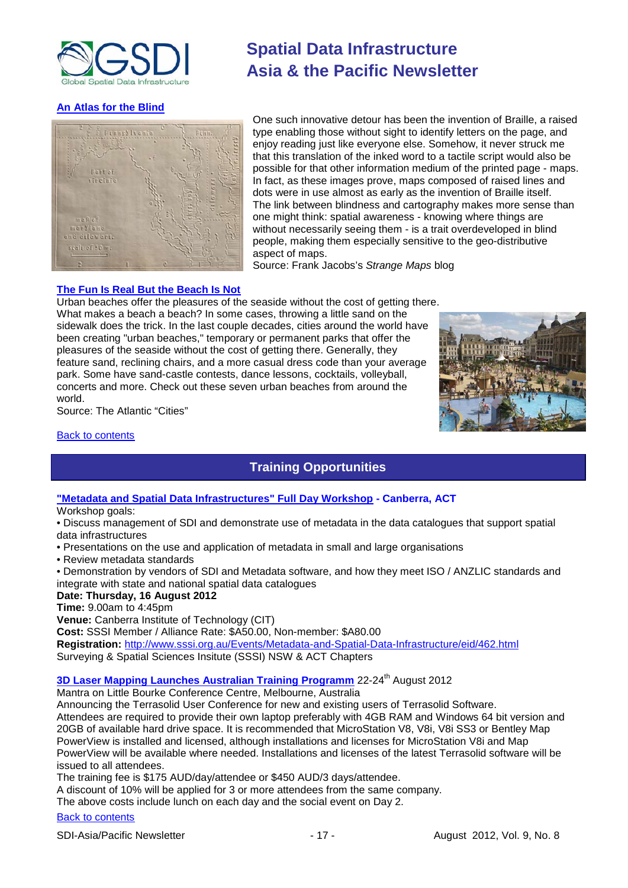### An Atlas for the Blind

One such innovative detour has been the invention of Braille, a raised type enabling those without sight to identify letters on the page, and enjoy reading just like everyone else. Somehow, it never struck me that this translation of the inked word to a tactile script would also be possible for that other information medium of the printed page - maps. In fact, as these images prove, maps composed of raised lines and dots were in use almost as early as the invention of Braille itself. The link between blindness and cartography makes more sense than one might think: spatial awareness - knowing where things are without necessarily seeing them - is a trait overdeveloped in blind people, making them especially sensitive to the geo-distributive aspect of maps.
Source: Frank Jacobs's *Strange Maps* blog

### The Fun Is Real But the Beach Is Not

Urban beaches offer the pleasures of the seaside without the cost of getting there. What makes a beach a beach? In some cases, throwing a little sand on the sidewalk does the trick. In the last couple decades, cities around the world have been creating "urban beaches," temporary or permanent parks that offer the pleasures of the seaside without the cost of getting there. Generally, they feature sand, reclining chairs, and a more casual dress code than your average park. Some have sand-castle contests, dance lessons, cocktails, volleyball, concerts and more. Check out these seven urban beaches from around the world.
Source: The Atlantic "Cities"

Back to contents

## Training Opportunities

### "Metadata and Spatial Data Infrastructures" Full Day Workshop - Canberra, ACT

Workshop goals:

- Discuss management of SDI and demonstrate use of metadata in the data catalogues that support spatial data infrastructures
- Presentations on the use and application of metadata in small and large organisations
- Review metadata standards
- Demonstration by vendors of SDI and Metadata software, and how they meet ISO / ANZLIC standards and integrate with state and national spatial data catalogues

**Date: Thursday, 16 August 2012**
**Time:** 9.00am to 4:45pm
**Venue:** Canberra Institute of Technology (CIT)
**Cost:** SSSI Member / Alliance Rate: $A50.00, Non-member: $A80.00
**Registration:** http://www.sssi.org.au/Events/Metadata-and-Spatial-Data-Infrastructure/eid/462.html
Surveying & Spatial Sciences Insitute (SSSI) NSW & ACT Chapters

### 3D Laser Mapping Launches Australian Training Programm 22-24th August 2012

Mantra on Little Bourke Conference Centre, Melbourne, Australia
Announcing the Terrasolid User Conference for new and existing users of Terrasolid Software.
Attendees are required to provide their own laptop preferably with 4GB RAM and Windows 64 bit version and 20GB of available hard drive space. It is recommended that MicroStation V8, V8i, V8i SS3 or Bentley Map PowerView is installed and licensed, although installations and licenses for MicroStation V8i and Map PowerView will be available where needed. Installations and licenses of the latest Terrasolid software will be issued to all attendees.
The training fee is $175 AUD/day/attendee or $450 AUD/3 days/attendee.
A discount of 10% will be applied for 3 or more attendees from the same company.
The above costs include lunch on each day and the social event on Day 2.

Back to contents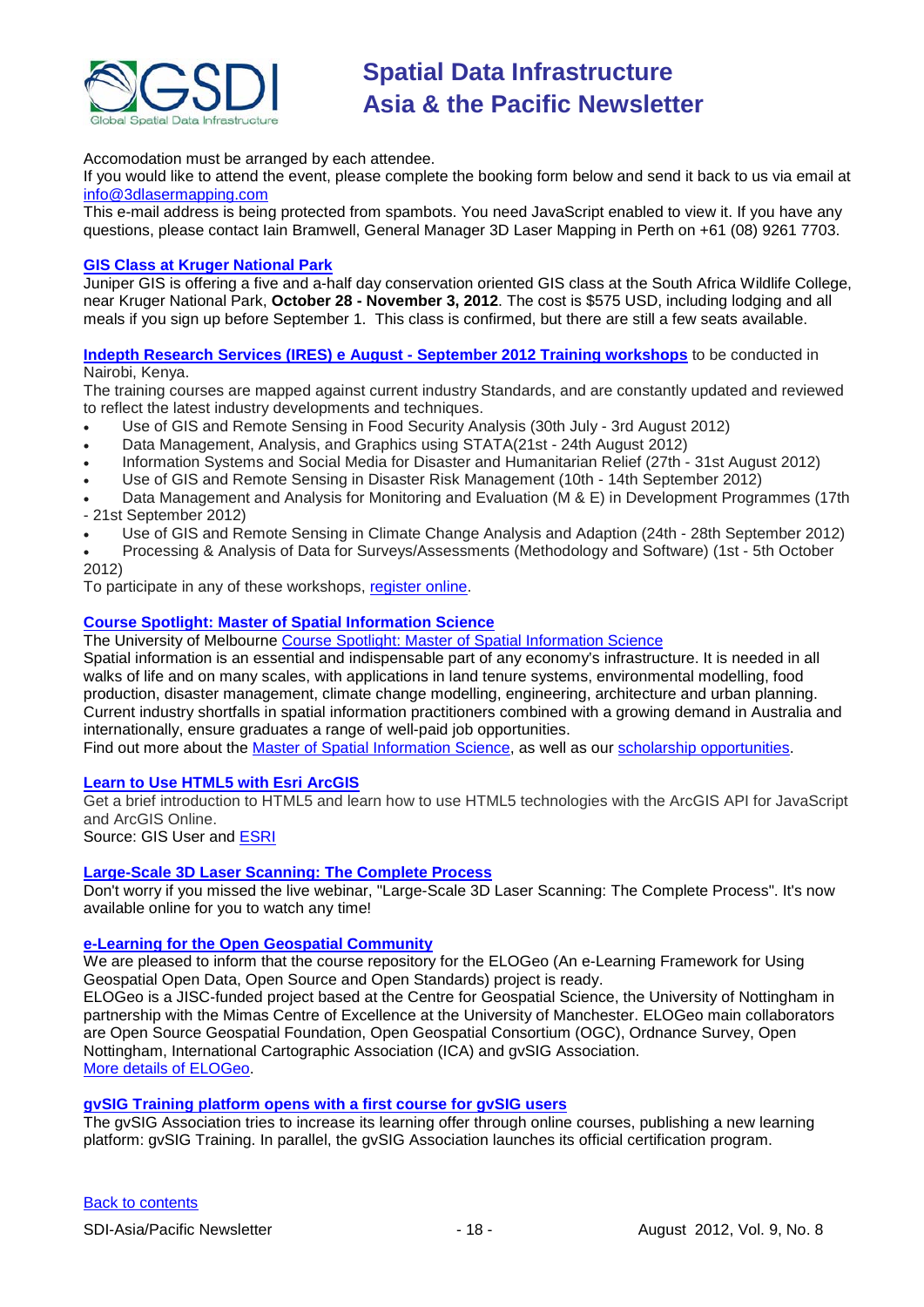Accomodation must be arranged by each attendee.

If you would like to attend the event, please complete the booking form below and send it back to us via email at info@3dlasermapping.com

This e-mail address is being protected from spambots. You need JavaScript enabled to view it. If you have any questions, please contact Iain Bramwell, General Manager 3D Laser Mapping in Perth on +61 (08) 9261 7703.

### GIS Class at Kruger National Park

Juniper GIS is offering a five and a-half day conservation oriented GIS class at the South Africa Wildlife College, near Kruger National Park, **October 28 - November 3, 2012**. The cost is $575 USD, including lodging and all meals if you sign up before September 1. This class is confirmed, but there are still a few seats available.

**Indepth Research Services (IRES) e August - September 2012 Training workshops** to be conducted in Nairobi, Kenya.

The training courses are mapped against current industry Standards, and are constantly updated and reviewed to reflect the latest industry developments and techniques.

- Use of GIS and Remote Sensing in Food Security Analysis (30th July - 3rd August 2012)
- Data Management, Analysis, and Graphics using STATA(21st - 24th August 2012)
- Information Systems and Social Media for Disaster and Humanitarian Relief (27th - 31st August 2012)
- Use of GIS and Remote Sensing in Disaster Risk Management (10th - 14th September 2012)
- Data Management and Analysis for Monitoring and Evaluation (M & E) in Development Programmes (17th - 21st September 2012)
- Use of GIS and Remote Sensing in Climate Change Analysis and Adaption (24th - 28th September 2012)
- Processing & Analysis of Data for Surveys/Assessments (Methodology and Software) (1st - 5th October 2012)

To participate in any of these workshops, register online.

### Course Spotlight: Master of Spatial Information Science

The University of Melbourne Course Spotlight: Master of Spatial Information Science

Spatial information is an essential and indispensable part of any economy's infrastructure. It is needed in all walks of life and on many scales, with applications in land tenure systems, environmental modelling, food production, disaster management, climate change modelling, engineering, architecture and urban planning. Current industry shortfalls in spatial information practitioners combined with a growing demand in Australia and internationally, ensure graduates a range of well-paid job opportunities.

Find out more about the Master of Spatial Information Science, as well as our scholarship opportunities.

### Learn to Use HTML5 with Esri ArcGIS

Get a brief introduction to HTML5 and learn how to use HTML5 technologies with the ArcGIS API for JavaScript and ArcGIS Online.

Source: GIS User and ESRI

### Large-Scale 3D Laser Scanning: The Complete Process

Don't worry if you missed the live webinar, "Large-Scale 3D Laser Scanning: The Complete Process". It's now available online for you to watch any time!

### e-Learning for the Open Geospatial Community

We are pleased to inform that the course repository for the ELOGeo (An e-Learning Framework for Using Geospatial Open Data, Open Source and Open Standards) project is ready.

ELOGeo is a JISC-funded project based at the Centre for Geospatial Science, the University of Nottingham in partnership with the Mimas Centre of Excellence at the University of Manchester. ELOGeo main collaborators are Open Source Geospatial Foundation, Open Geospatial Consortium (OGC), Ordnance Survey, Open Nottingham, International Cartographic Association (ICA) and gvSIG Association.

More details of ELOGeo.

### gvSIG Training platform opens with a first course for gvSIG users

The gvSIG Association tries to increase its learning offer through online courses, publishing a new learning platform: gvSIG Training. In parallel, the gvSIG Association launches its official certification program.

Back to contents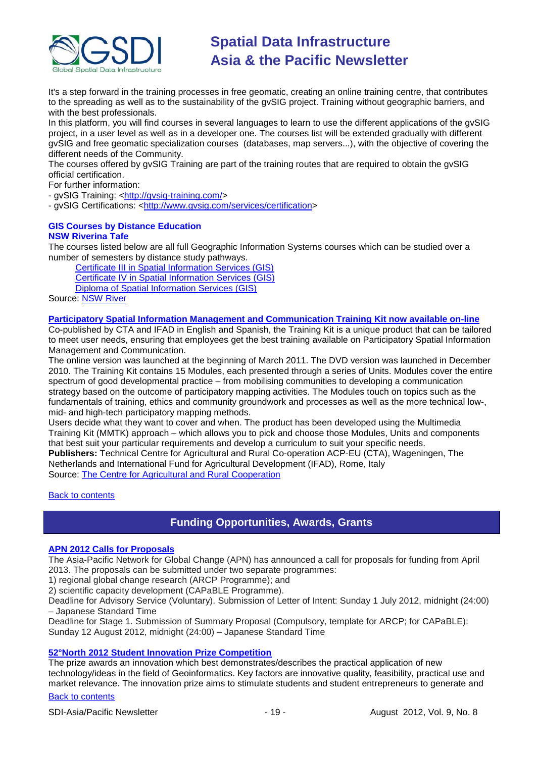It's a step forward in the training processes in free geomatic, creating an online training centre, that contributes to the spreading as well as to the sustainability of the gvSIG project. Training without geographic barriers, and with the best professionals.

In this platform, you will find courses in several languages to learn to use the different applications of the gvSIG project, in a user level as well as in a developer one. The courses list will be extended gradually with different gvSIG and free geomatic specialization courses (databases, map servers...), with the objective of covering the different needs of the Community.

The courses offered by gvSIG Training are part of the training routes that are required to obtain the gvSIG official certification.

For further information:

- gvSIG Training: <http://gvsig-training.com/>
- gvSIG Certifications: <http://www.gvsig.com/services/certification>

### GIS Courses by Distance Education
### NSW Riverina Tafe

The courses listed below are all full Geographic Information Systems courses which can be studied over a number of semesters by distance study pathways.

- Certificate III in Spatial Information Services (GIS)
- Certificate IV in Spatial Information Services (GIS)
- Diploma of Spatial Information Services (GIS)

Source: NSW River

### Participatory Spatial Information Management and Communication Training Kit now available on-line

Co-published by CTA and IFAD in English and Spanish, the Training Kit is a unique product that can be tailored to meet user needs, ensuring that employees get the best training available on Participatory Spatial Information Management and Communication.

The online version was launched at the beginning of March 2011. The DVD version was launched in December 2010. The Training Kit contains 15 Modules, each presented through a series of Units. Modules cover the entire spectrum of good developmental practice – from mobilising communities to developing a communication strategy based on the outcome of participatory mapping activities. The Modules touch on topics such as the fundamentals of training, ethics and community groundwork and processes as well as the more technical low-, mid- and high-tech participatory mapping methods.

Users decide what they want to cover and when. The product has been developed using the Multimedia Training Kit (MMTK) approach – which allows you to pick and choose those Modules, Units and components that best suit your particular requirements and develop a curriculum to suit your specific needs.

**Publishers:** Technical Centre for Agricultural and Rural Co-operation ACP-EU (CTA), Wageningen, The Netherlands and International Fund for Agricultural Development (IFAD), Rome, Italy

Source: The Centre for Agricultural and Rural Cooperation

Back to contents

## Funding Opportunities, Awards, Grants

### APN 2012 Calls for Proposals

The Asia-Pacific Network for Global Change (APN) has announced a call for proposals for funding from April 2013. The proposals can be submitted under two separate programmes:

1) regional global change research (ARCP Programme); and
2) scientific capacity development (CAPaBLE Programme).

Deadline for Advisory Service (Voluntary). Submission of Letter of Intent: Sunday 1 July 2012, midnight (24:00) – Japanese Standard Time

Deadline for Stage 1. Submission of Summary Proposal (Compulsory, template for ARCP; for CAPaBLE): Sunday 12 August 2012, midnight (24:00) – Japanese Standard Time

### 52°North 2012 Student Innovation Prize Competition

The prize awards an innovation which best demonstrates/describes the practical application of new technology/ideas in the field of Geoinformatics. Key factors are innovative quality, feasibility, practical use and market relevance. The innovation prize aims to stimulate students and student entrepreneurs to generate and

Back to contents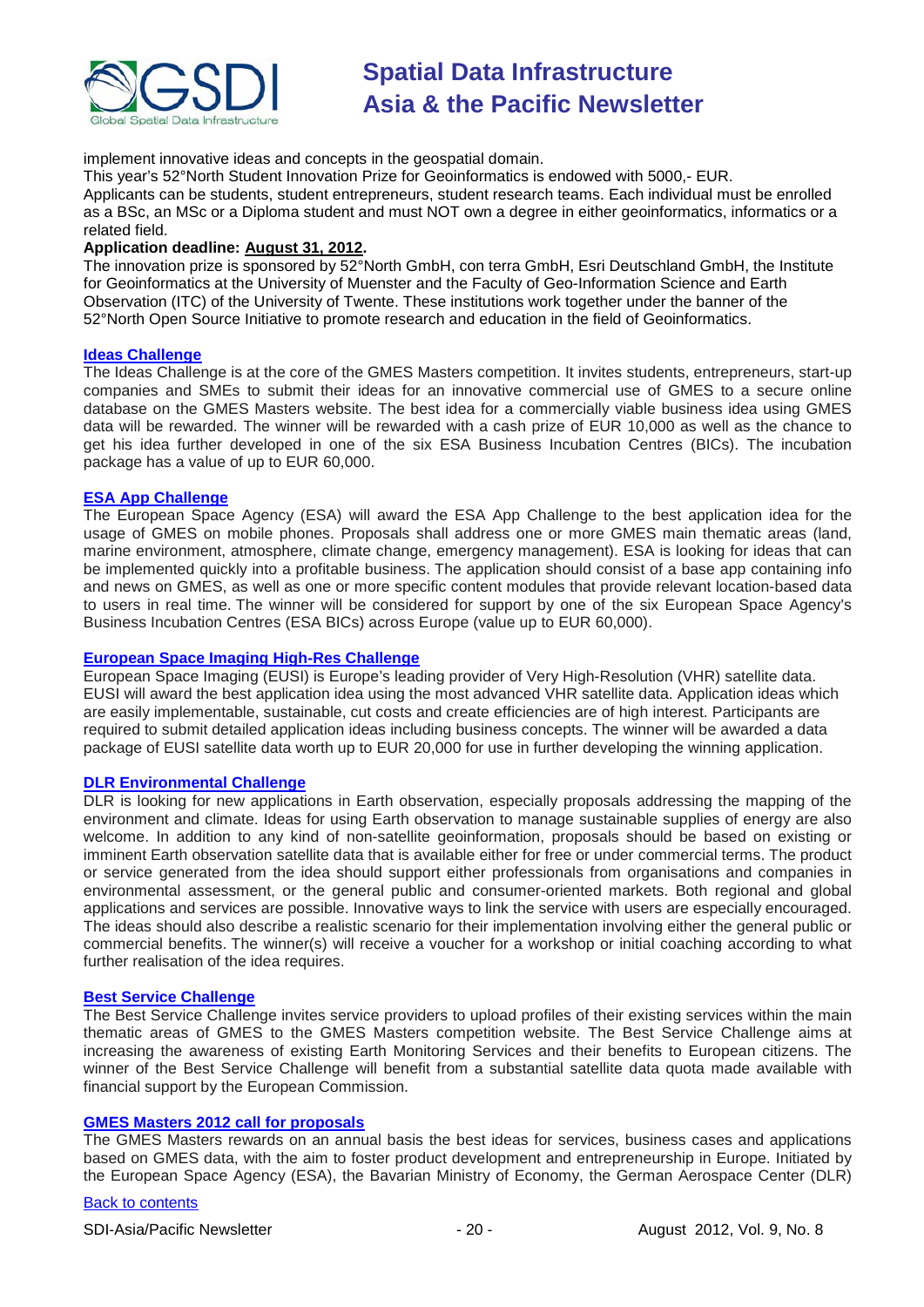implement innovative ideas and concepts in the geospatial domain.

This year's 52°North Student Innovation Prize for Geoinformatics is endowed with 5000,- EUR.

Applicants can be students, student entrepreneurs, student research teams. Each individual must be enrolled as a BSc, an MSc or a Diploma student and must NOT own a degree in either geoinformatics, informatics or a related field.

**Application deadline: August 31, 2012.**

The innovation prize is sponsored by 52°North GmbH, con terra GmbH, Esri Deutschland GmbH, the Institute for Geoinformatics at the University of Muenster and the Faculty of Geo-Information Science and Earth Observation (ITC) of the University of Twente. These institutions work together under the banner of the 52°North Open Source Initiative to promote research and education in the field of Geoinformatics.

**Ideas Challenge**

The Ideas Challenge is at the core of the GMES Masters competition. It invites students, entrepreneurs, start-up companies and SMEs to submit their ideas for an innovative commercial use of GMES to a secure online database on the GMES Masters website. The best idea for a commercially viable business idea using GMES data will be rewarded. The winner will be rewarded with a cash prize of EUR 10,000 as well as the chance to get his idea further developed in one of the six ESA Business Incubation Centres (BICs). The incubation package has a value of up to EUR 60,000.

**ESA App Challenge**

The European Space Agency (ESA) will award the ESA App Challenge to the best application idea for the usage of GMES on mobile phones. Proposals shall address one or more GMES main thematic areas (land, marine environment, atmosphere, climate change, emergency management). ESA is looking for ideas that can be implemented quickly into a profitable business. The application should consist of a base app containing info and news on GMES, as well as one or more specific content modules that provide relevant location-based data to users in real time. The winner will be considered for support by one of the six European Space Agency's Business Incubation Centres (ESA BICs) across Europe (value up to EUR 60,000).

**European Space Imaging High-Res Challenge**

European Space Imaging (EUSI) is Europe's leading provider of Very High-Resolution (VHR) satellite data. EUSI will award the best application idea using the most advanced VHR satellite data. Application ideas which are easily implementable, sustainable, cut costs and create efficiencies are of high interest. Participants are required to submit detailed application ideas including business concepts. The winner will be awarded a data package of EUSI satellite data worth up to EUR 20,000 for use in further developing the winning application.

**DLR Environmental Challenge**

DLR is looking for new applications in Earth observation, especially proposals addressing the mapping of the environment and climate. Ideas for using Earth observation to manage sustainable supplies of energy are also welcome. In addition to any kind of non-satellite geoinformation, proposals should be based on existing or imminent Earth observation satellite data that is available either for free or under commercial terms. The product or service generated from the idea should support either professionals from organisations and companies in environmental assessment, or the general public and consumer-oriented markets. Both regional and global applications and services are possible. Innovative ways to link the service with users are especially encouraged. The ideas should also describe a realistic scenario for their implementation involving either the general public or commercial benefits. The winner(s) will receive a voucher for a workshop or initial coaching according to what further realisation of the idea requires.

**Best Service Challenge**

The Best Service Challenge invites service providers to upload profiles of their existing services within the main thematic areas of GMES to the GMES Masters competition website. The Best Service Challenge aims at increasing the awareness of existing Earth Monitoring Services and their benefits to European citizens. The winner of the Best Service Challenge will benefit from a substantial satellite data quota made available with financial support by the European Commission.

**GMES Masters 2012 call for proposals**

The GMES Masters rewards on an annual basis the best ideas for services, business cases and applications based on GMES data, with the aim to foster product development and entrepreneurship in Europe. Initiated by the European Space Agency (ESA), the Bavarian Ministry of Economy, the German Aerospace Center (DLR)

Back to contents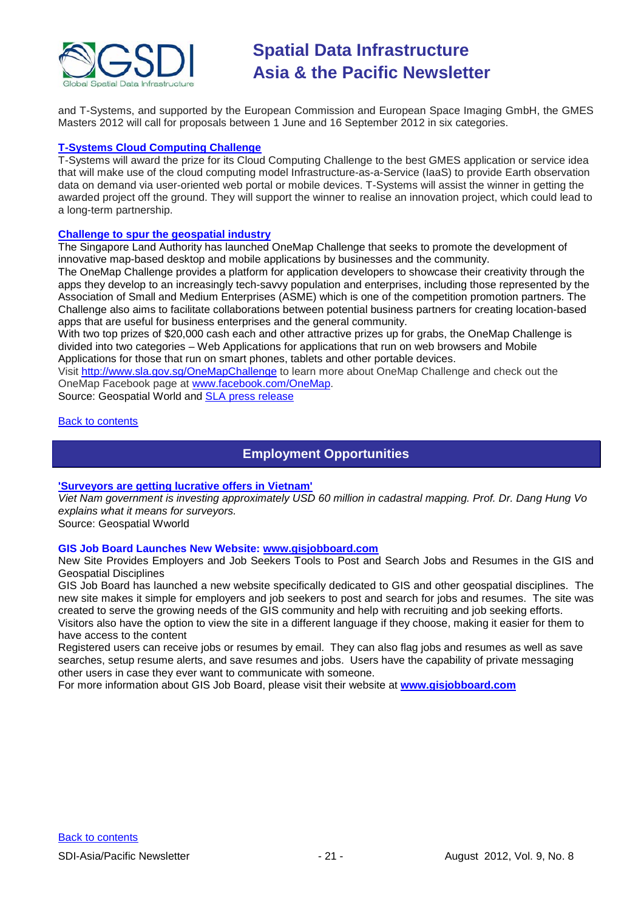and T-Systems, and supported by the European Commission and European Space Imaging GmbH, the GMES Masters 2012 will call for proposals between 1 June and 16 September 2012 in six categories.

**T-Systems Cloud Computing Challenge**

T-Systems will award the prize for its Cloud Computing Challenge to the best GMES application or service idea that will make use of the cloud computing model Infrastructure-as-a-Service (IaaS) to provide Earth observation data on demand via user-oriented web portal or mobile devices. T-Systems will assist the winner in getting the awarded project off the ground. They will support the winner to realise an innovation project, which could lead to a long-term partnership.

**Challenge to spur the geospatial industry**

The Singapore Land Authority has launched OneMap Challenge that seeks to promote the development of innovative map-based desktop and mobile applications by businesses and the community.

The OneMap Challenge provides a platform for application developers to showcase their creativity through the apps they develop to an increasingly tech-savvy population and enterprises, including those represented by the Association of Small and Medium Enterprises (ASME) which is one of the competition promotion partners. The Challenge also aims to facilitate collaborations between potential business partners for creating location-based apps that are useful for business enterprises and the general community.

With two top prizes of $20,000 cash each and other attractive prizes up for grabs, the OneMap Challenge is divided into two categories – Web Applications for applications that run on web browsers and Mobile Applications for those that run on smart phones, tablets and other portable devices.

Visit http://www.sla.gov.sg/OneMapChallenge to learn more about OneMap Challenge and check out the OneMap Facebook page at www.facebook.com/OneMap.

Source: Geospatial World and SLA press release

Back to contents

## Employment Opportunities

**'Surveyors are getting lucrative offers in Vietnam'**

*Viet Nam government is investing approximately USD 60 million in cadastral mapping. Prof. Dr. Dang Hung Vo explains what it means for surveyors.*

Source: Geospatial Wworld

**GIS Job Board Launches New Website: www.gisjobboard.com**

New Site Provides Employers and Job Seekers Tools to Post and Search Jobs and Resumes in the GIS and Geospatial Disciplines

GIS Job Board has launched a new website specifically dedicated to GIS and other geospatial disciplines. The new site makes it simple for employers and job seekers to post and search for jobs and resumes. The site was created to serve the growing needs of the GIS community and help with recruiting and job seeking efforts.

Visitors also have the option to view the site in a different language if they choose, making it easier for them to have access to the content

Registered users can receive jobs or resumes by email. They can also flag jobs and resumes as well as save searches, setup resume alerts, and save resumes and jobs. Users have the capability of private messaging other users in case they ever want to communicate with someone.

For more information about GIS Job Board, please visit their website at **www.gisjobboard.com**

Back to contents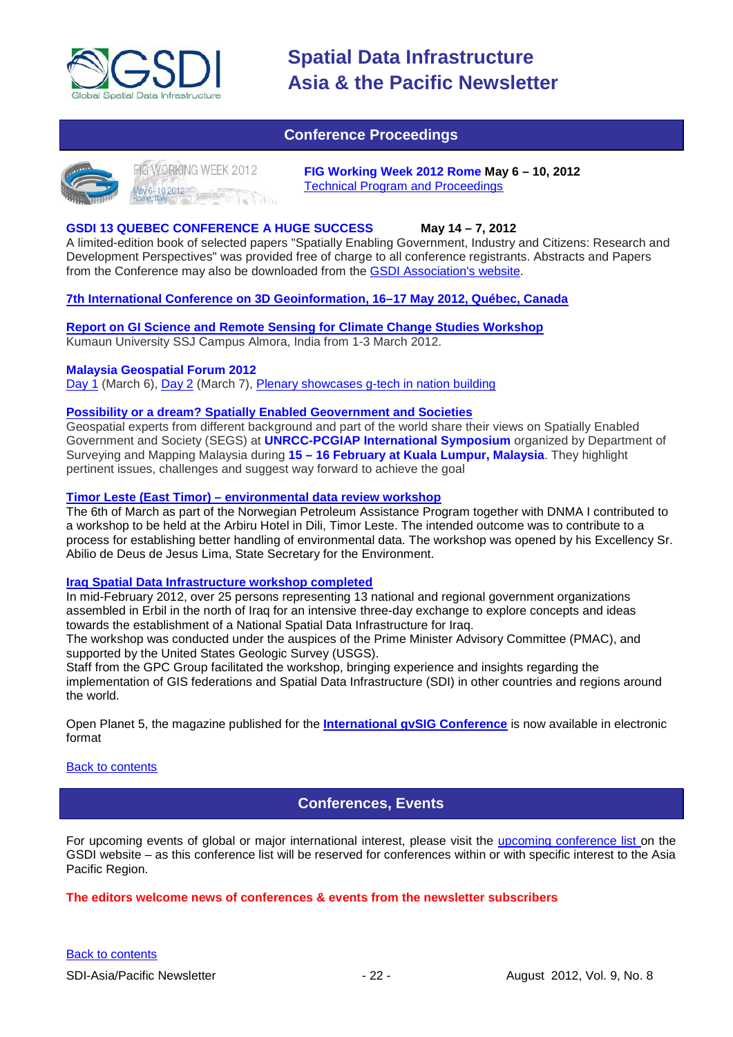## Conference Proceedings

**FIG Working Week 2012 Rome May 6 – 10, 2012**
Technical Program and Proceedings

**GSDI 13 QUEBEC CONFERENCE A HUGE SUCCESS May 14 – 7, 2012**
A limited-edition book of selected papers "Spatially Enabling Government, Industry and Citizens: Research and Development Perspectives" was provided free of charge to all conference registrants. Abstracts and Papers from the Conference may also be downloaded from the GSDI Association's website.

**7th International Conference on 3D Geoinformation, 16–17 May 2012, Québec, Canada**

**Report on GI Science and Remote Sensing for Climate Change Studies Workshop**
Kumaun University SSJ Campus Almora, India from 1-3 March 2012.

**Malaysia Geospatial Forum 2012**
Day 1 (March 6), Day 2 (March 7), Plenary showcases g-tech in nation building

**Possibility or a dream? Spatially Enabled Geovernment and Societies**
Geospatial experts from different background and part of the world share their views on Spatially Enabled Government and Society (SEGS) at **UNRCC-PCGIAP International Symposium** organized by Department of Surveying and Mapping Malaysia during **15 – 16 February at Kuala Lumpur, Malaysia**. They highlight pertinent issues, challenges and suggest way forward to achieve the goal

**Timor Leste (East Timor) – environmental data review workshop**
The 6th of March as part of the Norwegian Petroleum Assistance Program together with DNMA I contributed to a workshop to be held at the Arbiru Hotel in Dili, Timor Leste. The intended outcome was to contribute to a process for establishing better handling of environmental data. The workshop was opened by his Excellency Sr. Abilio de Deus de Jesus Lima, State Secretary for the Environment.

**Iraq Spatial Data Infrastructure workshop completed**
In mid-February 2012, over 25 persons representing 13 national and regional government organizations assembled in Erbil in the north of Iraq for an intensive three-day exchange to explore concepts and ideas towards the establishment of a National Spatial Data Infrastructure for Iraq.
The workshop was conducted under the auspices of the Prime Minister Advisory Committee (PMAC), and supported by the United States Geologic Survey (USGS).
Staff from the GPC Group facilitated the workshop, bringing experience and insights regarding the implementation of GIS federations and Spatial Data Infrastructure (SDI) in other countries and regions around the world.

Open Planet 5, the magazine published for the **International gvSIG Conference** is now available in electronic format

Back to contents

## Conferences, Events

For upcoming events of global or major international interest, please visit the upcoming conference list on the GSDI website – as this conference list will be reserved for conferences within or with specific interest to the Asia Pacific Region.

**The editors welcome news of conferences & events from the newsletter subscribers**

Back to contents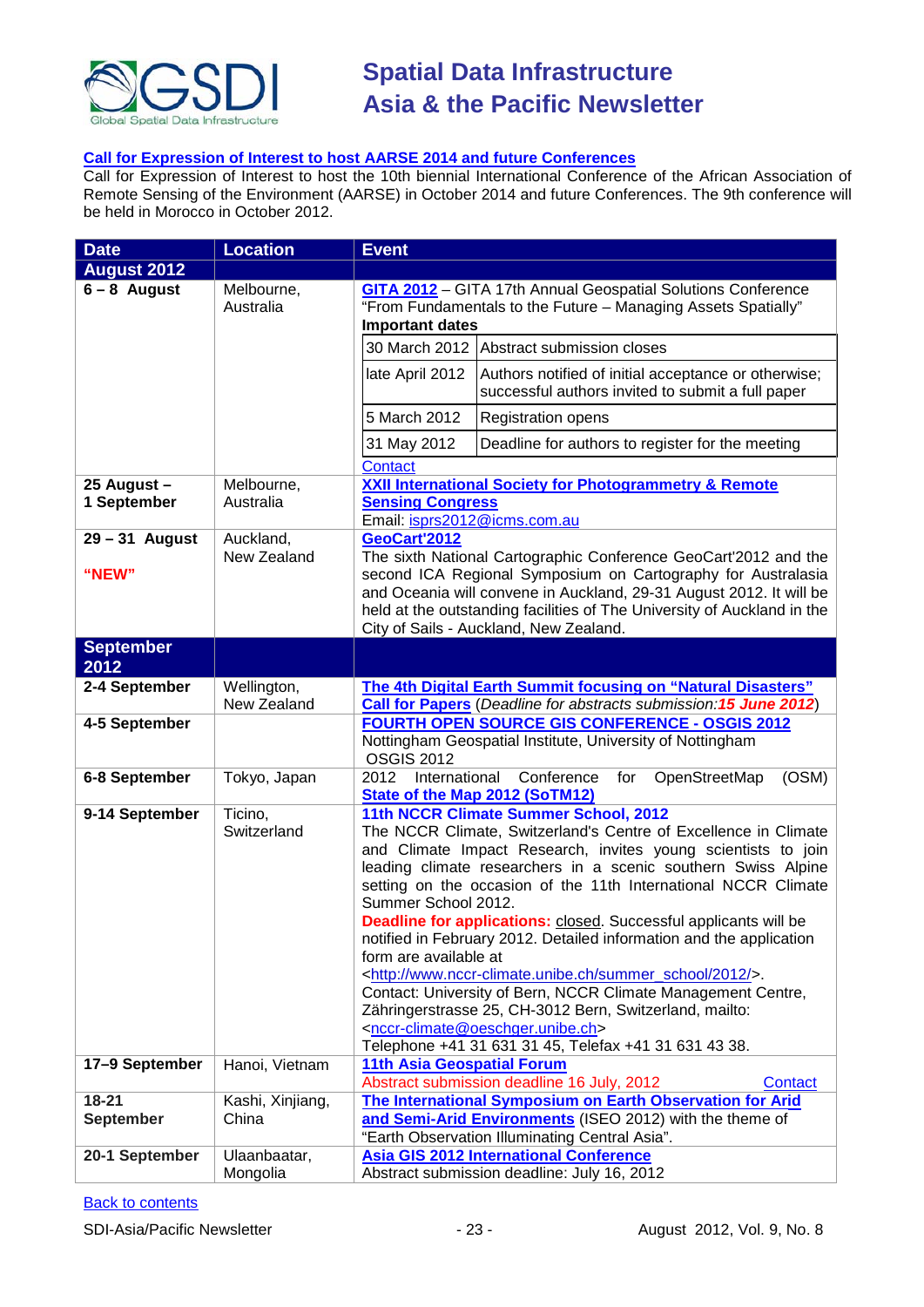**Call for Expression of Interest to host AARSE 2014 and future Conferences**

Call for Expression of Interest to host the 10th biennial International Conference of the African Association of Remote Sensing of the Environment (AARSE) in October 2014 and future Conferences. The 9th conference will be held in Morocco in October 2012.

| Date | Location | Event |
|---|---|---|
| **August 2012** | | |
| **6 – 8 August** | Melbourne, Australia | **GITA 2012** – GITA 17th Annual Geospatial Solutions Conference "From Fundamentals to the Future – Managing Assets Spatially"<br>**Important dates**<br>30 March 2012 – Abstract submission closes<br>late April 2012 – Authors notified of initial acceptance or otherwise; successful authors invited to submit a full paper<br>5 March 2012 – Registration opens<br>31 May 2012 – Deadline for authors to register for the meeting<br>Contact |
| **25 August – 1 September** | Melbourne, Australia | **XXII International Society for Photogrammetry & Remote Sensing Congress**<br>Email: isprs2012@icms.com.au |
| **29 – 31 August**<br>**"NEW"** | Auckland, New Zealand | **GeoCart'2012**<br>The sixth National Cartographic Conference GeoCart'2012 and the second ICA Regional Symposium on Cartography for Australasia and Oceania will convene in Auckland, 29-31 August 2012. It will be held at the outstanding facilities of The University of Auckland in the City of Sails - Auckland, New Zealand. |
| **September 2012** | | |
| **2-4 September** | Wellington, New Zealand | **The 4th Digital Earth Summit focusing on "Natural Disasters"**<br>**Call for Papers** (*Deadline for abstracts submission:* ***15 June 2012***) |
| **4-5 September** | | **FOURTH OPEN SOURCE GIS CONFERENCE - OSGIS 2012**<br>Nottingham Geospatial Institute, University of Nottingham<br>OSGIS 2012 |
| **6-8 September** | Tokyo, Japan | 2012 International Conference for OpenStreetMap (OSM) **State of the Map 2012 (SoTM12)** |
| **9-14 September** | Ticino, Switzerland | **11th NCCR Climate Summer School, 2012**<br>The NCCR Climate, Switzerland's Centre of Excellence in Climate and Climate Impact Research, invites young scientists to join leading climate researchers in a scenic southern Swiss Alpine setting on the occasion of the 11th International NCCR Climate Summer School 2012.<br>**Deadline for applications:** closed. Successful applicants will be notified in February 2012. Detailed information and the application form are available at <http://www.nccr-climate.unibe.ch/summer_school/2012/>.<br>Contact: University of Bern, NCCR Climate Management Centre, Zähringerstrasse 25, CH-3012 Bern, Switzerland, mailto: <nccr-climate@oeschger.unibe.ch><br>Telephone +41 31 631 31 45, Telefax +41 31 631 43 38. |
| **17–9 September** | Hanoi, Vietnam | **11th Asia Geospatial Forum**<br>Abstract submission deadline 16 July, 2012 Contact |
| **18-21 September** | Kashi, Xinjiang, China | **The International Symposium on Earth Observation for Arid and Semi-Arid Environments** (ISEO 2012) with the theme of "Earth Observation Illuminating Central Asia". |
| **20-1 September** | Ulaanbaatar, Mongolia | **Asia GIS 2012 International Conference**<br>Abstract submission deadline: July 16, 2012 |

Back to contents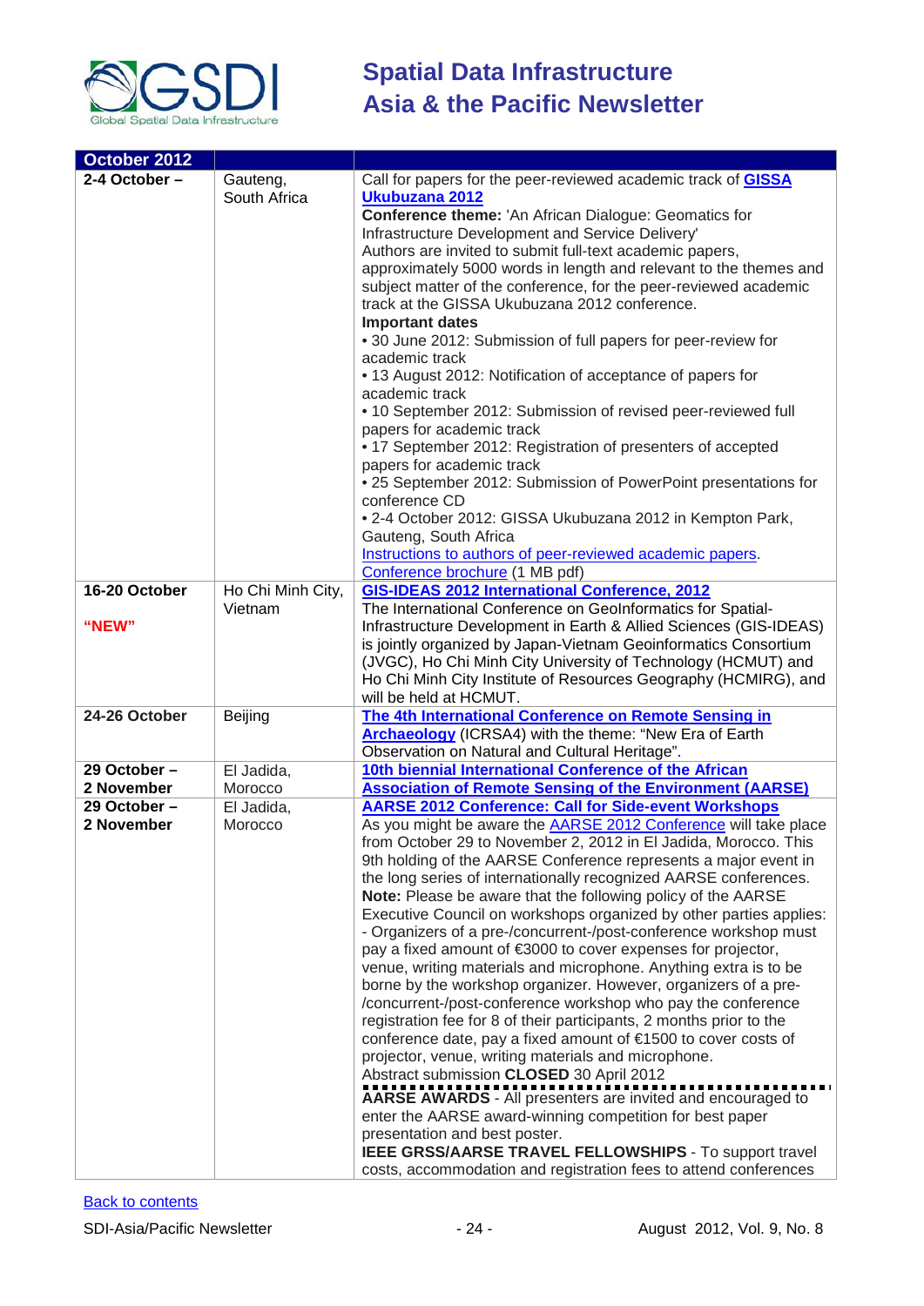| October 2012 | | |
|---|---|---|
| **2-4 October –** | Gauteng, South Africa | Call for papers for the peer-reviewed academic track of **GISSA Ukubuzana 2012**<br>**Conference theme:** 'An African Dialogue: Geomatics for Infrastructure Development and Service Delivery'<br>Authors are invited to submit full-text academic papers, approximately 5000 words in length and relevant to the themes and subject matter of the conference, for the peer-reviewed academic track at the GISSA Ukubuzana 2012 conference.<br>**Important dates**<br>• 30 June 2012: Submission of full papers for peer-review for academic track<br>• 13 August 2012: Notification of acceptance of papers for academic track<br>• 10 September 2012: Submission of revised peer-reviewed full papers for academic track<br>• 17 September 2012: Registration of presenters of accepted papers for academic track<br>• 25 September 2012: Submission of PowerPoint presentations for conference CD<br>• 2-4 October 2012: GISSA Ukubuzana 2012 in Kempton Park, Gauteng, South Africa<br>Instructions to authors of peer-reviewed academic papers.<br>Conference brochure (1 MB pdf) |
| **16-20 October**<br><br>**"NEW"** | Ho Chi Minh City, Vietnam | **GIS-IDEAS 2012 International Conference, 2012**<br>The International Conference on GeoInformatics for Spatial-Infrastructure Development in Earth & Allied Sciences (GIS-IDEAS) is jointly organized by Japan-Vietnam Geoinformatics Consortium (JVGC), Ho Chi Minh City University of Technology (HCMUT) and Ho Chi Minh City Institute of Resources Geography (HCMIRG), and will be held at HCMUT. |
| **24-26 October** | Beijing | **The 4th International Conference on Remote Sensing in Archaeology** (ICRSA4) with the theme: "New Era of Earth Observation on Natural and Cultural Heritage". |
| **29 October – 2 November** | El Jadida, Morocco | **10th biennial International Conference of the African Association of Remote Sensing of the Environment (AARSE)** |
| **29 October – 2 November** | El Jadida, Morocco | **AARSE 2012 Conference: Call for Side-event Workshops**<br>As you might be aware the AARSE 2012 Conference will take place from October 29 to November 2, 2012 in El Jadida, Morocco. This 9th holding of the AARSE Conference represents a major event in the long series of internationally recognized AARSE conferences.<br>**Note:** Please be aware that the following policy of the AARSE Executive Council on workshops organized by other parties applies:<br>- Organizers of a pre-/concurrent-/post-conference workshop must pay a fixed amount of €3000 to cover expenses for projector, venue, writing materials and microphone. Anything extra is to be borne by the workshop organizer. However, organizers of a pre-/concurrent-/post-conference workshop who pay the conference registration fee for 8 of their participants, 2 months prior to the conference date, pay a fixed amount of €1500 to cover costs of projector, venue, writing materials and microphone.<br>Abstract submission **CLOSED** 30 April 2012<br>**AARSE AWARDS** - All presenters are invited and encouraged to enter the AARSE award-winning competition for best paper presentation and best poster.<br>**IEEE GRSS/AARSE TRAVEL FELLOWSHIPS** - To support travel costs, accommodation and registration fees to attend conferences |

Back to contents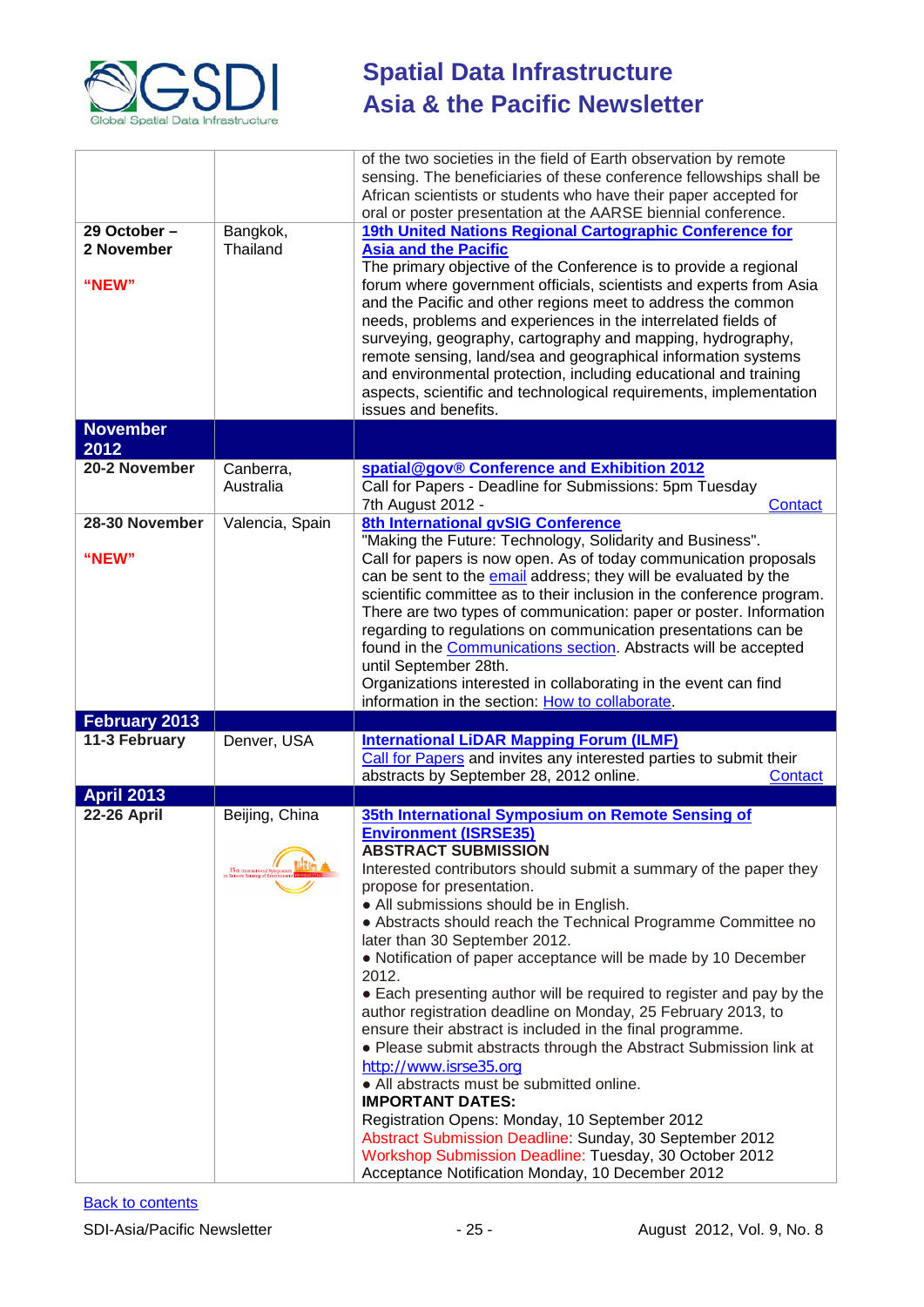| | | |
|---|---|---|
| | | of the two societies in the field of Earth observation by remote sensing. The beneficiaries of these conference fellowships shall be African scientists or students who have their paper accepted for oral or poster presentation at the AARSE biennial conference. |
| **29 October – 2 November**<br><br>**"NEW"** | Bangkok, Thailand | **[19th United Nations Regional Cartographic Conference for Asia and the Pacific]()**<br>The primary objective of the Conference is to provide a regional forum where government officials, scientists and experts from Asia and the Pacific and other regions meet to address the common needs, problems and experiences in the interrelated fields of surveying, geography, cartography and mapping, hydrography, remote sensing, land/sea and geographical information systems and environmental protection, including educational and training aspects, scientific and technological requirements, implementation issues and benefits. |
| **November 2012** | | |
| **20-2 November** | Canberra, Australia | **[spatial@gov® Conference and Exhibition 2012]()**<br>Call for Papers - Deadline for Submissions: 5pm Tuesday 7th August 2012 - [Contact]() |
| **28-30 November**<br><br>**"NEW"** | Valencia, Spain | **[8th International gvSIG Conference]()**<br>"Making the Future: Technology, Solidarity and Business".<br>Call for papers is now open. As of today communication proposals can be sent to the [email]() address; they will be evaluated by the scientific committee as to their inclusion in the conference program. There are two types of communication: paper or poster. Information regarding to regulations on communication presentations can be found in the [Communications section](). Abstracts will be accepted until September 28th.<br>Organizations interested in collaborating in the event can find information in the section: [How to collaborate](). |
| **February 2013** | | |
| **11-3 February** | Denver, USA | **[International LiDAR Mapping Forum (ILMF)]()**<br>[Call for Papers]() and invites any interested parties to submit their abstracts by September 28, 2012 online. [Contact]() |
| **April 2013** | | |
| **22-26 April** | Beijing, China | **[35th International Symposium on Remote Sensing of Environment (ISRSE35)]()**<br>**ABSTRACT SUBMISSION**<br>Interested contributors should submit a summary of the paper they propose for presentation.<br>● All submissions should be in English.<br>● Abstracts should reach the Technical Programme Committee no later than 30 September 2012.<br>● Notification of paper acceptance will be made by 10 December 2012.<br>● Each presenting author will be required to register and pay by the author registration deadline on Monday, 25 February 2013, to ensure their abstract is included in the final programme.<br>● Please submit abstracts through the Abstract Submission link at [http://www.isrse35.org]()<br>● All abstracts must be submitted online.<br>**IMPORTANT DATES:**<br>Registration Opens: Monday, 10 September 2012<br>Abstract Submission Deadline: Sunday, 30 September 2012<br>Workshop Submission Deadline: Tuesday, 30 October 2012<br>Acceptance Notification Monday, 10 December 2012 |

[Back to contents]()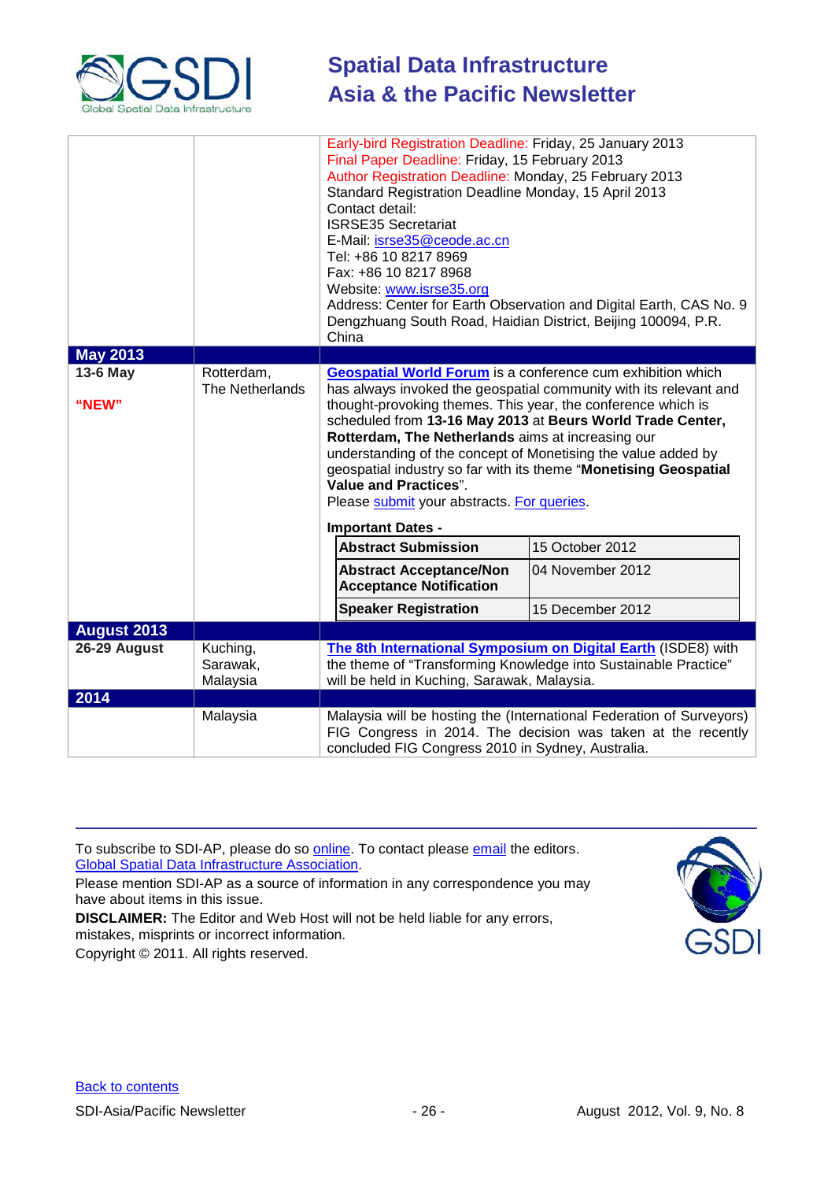| | | |
|---|---|---|
| | | Early-bird Registration Deadline: Friday, 25 January 2013<br>Final Paper Deadline: Friday, 15 February 2013<br>Author Registration Deadline: Monday, 25 February 2013<br>Standard Registration Deadline Monday, 15 April 2013<br>Contact detail:<br>ISRSE35 Secretariat<br>E-Mail: isrse35@ceode.ac.cn<br>Tel: +86 10 8217 8969<br>Fax: +86 10 8217 8968<br>Website: www.isrse35.org<br>Address: Center for Earth Observation and Digital Earth, CAS No. 9 Dengzhuang South Road, Haidian District, Beijing 100094, P.R. China |
| **May 2013** | | |
| **13-6 May**<br><br>**"NEW"** | Rotterdam, The Netherlands | **Geospatial World Forum** is a conference cum exhibition which has always invoked the geospatial community with its relevant and thought-provoking themes. This year, the conference which is scheduled from **13-16 May 2013** at **Beurs World Trade Center, Rotterdam, The Netherlands** aims at increasing our understanding of the concept of Monetising the value added by geospatial industry so far with its theme "**Monetising Geospatial Value and Practices**".<br>Please submit your abstracts. For queries.<br><br>**Important Dates -**<br>**Abstract Submission**: 15 October 2012<br>**Abstract Acceptance/Non Acceptance Notification**: 04 November 2012<br>**Speaker Registration**: 15 December 2012 |
| **August 2013** | | |
| **26-29 August** | Kuching, Sarawak, Malaysia | **The 8th International Symposium on Digital Earth** (ISDE8) with the theme of "Transforming Knowledge into Sustainable Practice" will be held in Kuching, Sarawak, Malaysia. |
| **2014** | | |
| | Malaysia | Malaysia will be hosting the (International Federation of Surveyors) FIG Congress in 2014. The decision was taken at the recently concluded FIG Congress 2010 in Sydney, Australia. |

---

To subscribe to SDI-AP, please do so online. To contact please email the editors. Global Spatial Data Infrastructure Association.

Please mention SDI-AP as a source of information in any correspondence you may have about items in this issue.

**DISCLAIMER:** The Editor and Web Host will not be held liable for any errors, mistakes, misprints or incorrect information.

Copyright © 2011. All rights reserved.

Back to contents